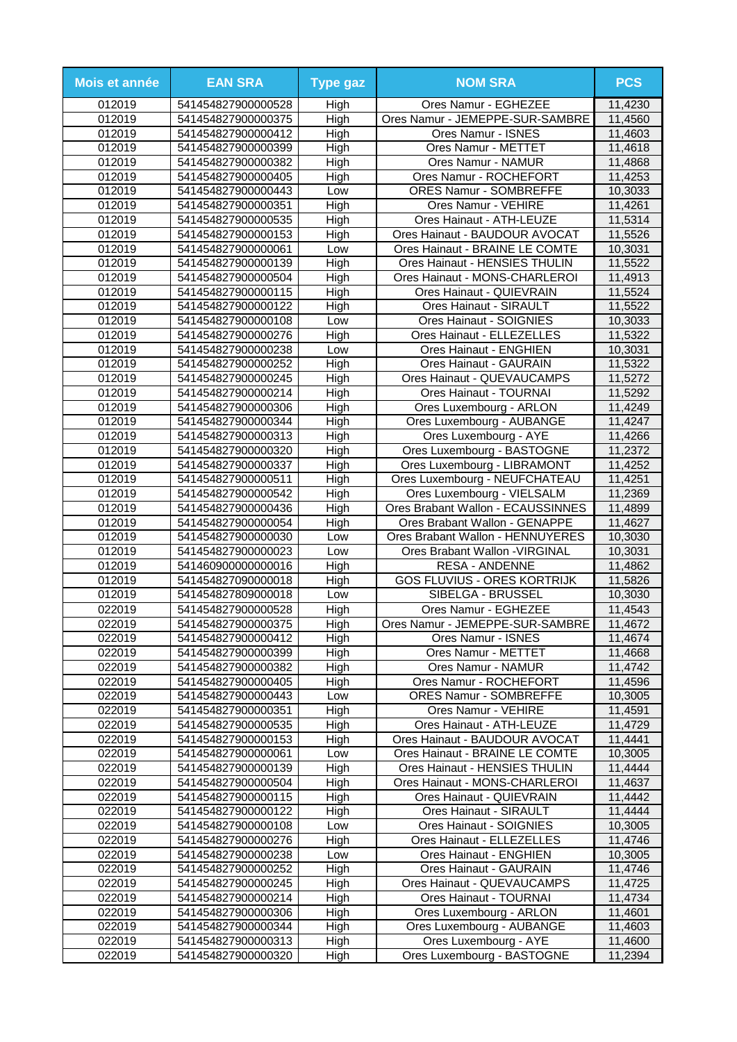| Mois et année | EAN SRA | Type gaz | NOM SRA | PCS |
|---|---|---|---|---|
| 012019 | 541454827900000528 | High | Ores Namur - EGHEZEE | 11,4230 |
| 012019 | 541454827900000375 | High | Ores Namur - JEMEPPE-SUR-SAMBRE | 11,4560 |
| 012019 | 541454827900000412 | High | Ores Namur - ISNES | 11,4603 |
| 012019 | 541454827900000399 | High | Ores Namur - METTET | 11,4618 |
| 012019 | 541454827900000382 | High | Ores Namur - NAMUR | 11,4868 |
| 012019 | 541454827900000405 | High | Ores Namur - ROCHEFORT | 11,4253 |
| 012019 | 541454827900000443 | Low | ORES Namur - SOMBREFFE | 10,3033 |
| 012019 | 541454827900000351 | High | Ores Namur - VEHIRE | 11,4261 |
| 012019 | 541454827900000535 | High | Ores Hainaut - ATH-LEUZE | 11,5314 |
| 012019 | 541454827900000153 | High | Ores Hainaut - BAUDOUR AVOCAT | 11,5526 |
| 012019 | 541454827900000061 | Low | Ores Hainaut - BRAINE LE COMTE | 10,3031 |
| 012019 | 541454827900000139 | High | Ores Hainaut - HENSIES THULIN | 11,5522 |
| 012019 | 541454827900000504 | High | Ores Hainaut - MONS-CHARLEROI | 11,4913 |
| 012019 | 541454827900000115 | High | Ores Hainaut - QUIEVRAIN | 11,5524 |
| 012019 | 541454827900000122 | High | Ores Hainaut - SIRAULT | 11,5522 |
| 012019 | 541454827900000108 | Low | Ores Hainaut - SOIGNIES | 10,3033 |
| 012019 | 541454827900000276 | High | Ores Hainaut - ELLEZELLES | 11,5322 |
| 012019 | 541454827900000238 | Low | Ores Hainaut - ENGHIEN | 10,3031 |
| 012019 | 541454827900000252 | High | Ores Hainaut - GAURAIN | 11,5322 |
| 012019 | 541454827900000245 | High | Ores Hainaut - QUEVAUCAMPS | 11,5272 |
| 012019 | 541454827900000214 | High | Ores Hainaut - TOURNAI | 11,5292 |
| 012019 | 541454827900000306 | High | Ores Luxembourg - ARLON | 11,4249 |
| 012019 | 541454827900000344 | High | Ores Luxembourg - AUBANGE | 11,4247 |
| 012019 | 541454827900000313 | High | Ores Luxembourg - AYE | 11,4266 |
| 012019 | 541454827900000320 | High | Ores Luxembourg - BASTOGNE | 11,2372 |
| 012019 | 541454827900000337 | High | Ores Luxembourg - LIBRAMONT | 11,4252 |
| 012019 | 541454827900000511 | High | Ores Luxembourg - NEUFCHATEAU | 11,4251 |
| 012019 | 541454827900000542 | High | Ores Luxembourg - VIELSALM | 11,2369 |
| 012019 | 541454827900000436 | High | Ores Brabant Wallon - ECAUSSINNES | 11,4899 |
| 012019 | 541454827900000054 | High | Ores Brabant Wallon - GENAPPE | 11,4627 |
| 012019 | 541454827900000030 | Low | Ores Brabant Wallon - HENNUYERES | 10,3030 |
| 012019 | 541454827900000023 | Low | Ores Brabant Wallon -VIRGINAL | 10,3031 |
| 012019 | 541460900000000016 | High | RESA - ANDENNE | 11,4862 |
| 012019 | 541454827090000018 | High | GOS FLUVIUS - ORES KORTRIJK | 11,5826 |
| 012019 | 541454827809000018 | Low | SIBELGA - BRUSSEL | 10,3030 |
| 022019 | 541454827900000528 | High | Ores Namur - EGHEZEE | 11,4543 |
| 022019 | 541454827900000375 | High | Ores Namur - JEMEPPE-SUR-SAMBRE | 11,4672 |
| 022019 | 541454827900000412 | High | Ores Namur - ISNES | 11,4674 |
| 022019 | 541454827900000399 | High | Ores Namur - METTET | 11,4668 |
| 022019 | 541454827900000382 | High | Ores Namur - NAMUR | 11,4742 |
| 022019 | 541454827900000405 | High | Ores Namur - ROCHEFORT | 11,4596 |
| 022019 | 541454827900000443 | Low | ORES Namur - SOMBREFFE | 10,3005 |
| 022019 | 541454827900000351 | High | Ores Namur - VEHIRE | 11,4591 |
| 022019 | 541454827900000535 | High | Ores Hainaut - ATH-LEUZE | 11,4729 |
| 022019 | 541454827900000153 | High | Ores Hainaut - BAUDOUR AVOCAT | 11,4441 |
| 022019 | 541454827900000061 | Low | Ores Hainaut - BRAINE LE COMTE | 10,3005 |
| 022019 | 541454827900000139 | High | Ores Hainaut - HENSIES THULIN | 11,4444 |
| 022019 | 541454827900000504 | High | Ores Hainaut - MONS-CHARLEROI | 11,4637 |
| 022019 | 541454827900000115 | High | Ores Hainaut - QUIEVRAIN | 11,4442 |
| 022019 | 541454827900000122 | High | Ores Hainaut - SIRAULT | 11,4444 |
| 022019 | 541454827900000108 | Low | Ores Hainaut - SOIGNIES | 10,3005 |
| 022019 | 541454827900000276 | High | Ores Hainaut - ELLEZELLES | 11,4746 |
| 022019 | 541454827900000238 | Low | Ores Hainaut - ENGHIEN | 10,3005 |
| 022019 | 541454827900000252 | High | Ores Hainaut - GAURAIN | 11,4746 |
| 022019 | 541454827900000245 | High | Ores Hainaut - QUEVAUCAMPS | 11,4725 |
| 022019 | 541454827900000214 | High | Ores Hainaut - TOURNAI | 11,4734 |
| 022019 | 541454827900000306 | High | Ores Luxembourg - ARLON | 11,4601 |
| 022019 | 541454827900000344 | High | Ores Luxembourg - AUBANGE | 11,4603 |
| 022019 | 541454827900000313 | High | Ores Luxembourg - AYE | 11,4600 |
| 022019 | 541454827900000320 | High | Ores Luxembourg - BASTOGNE | 11,2394 |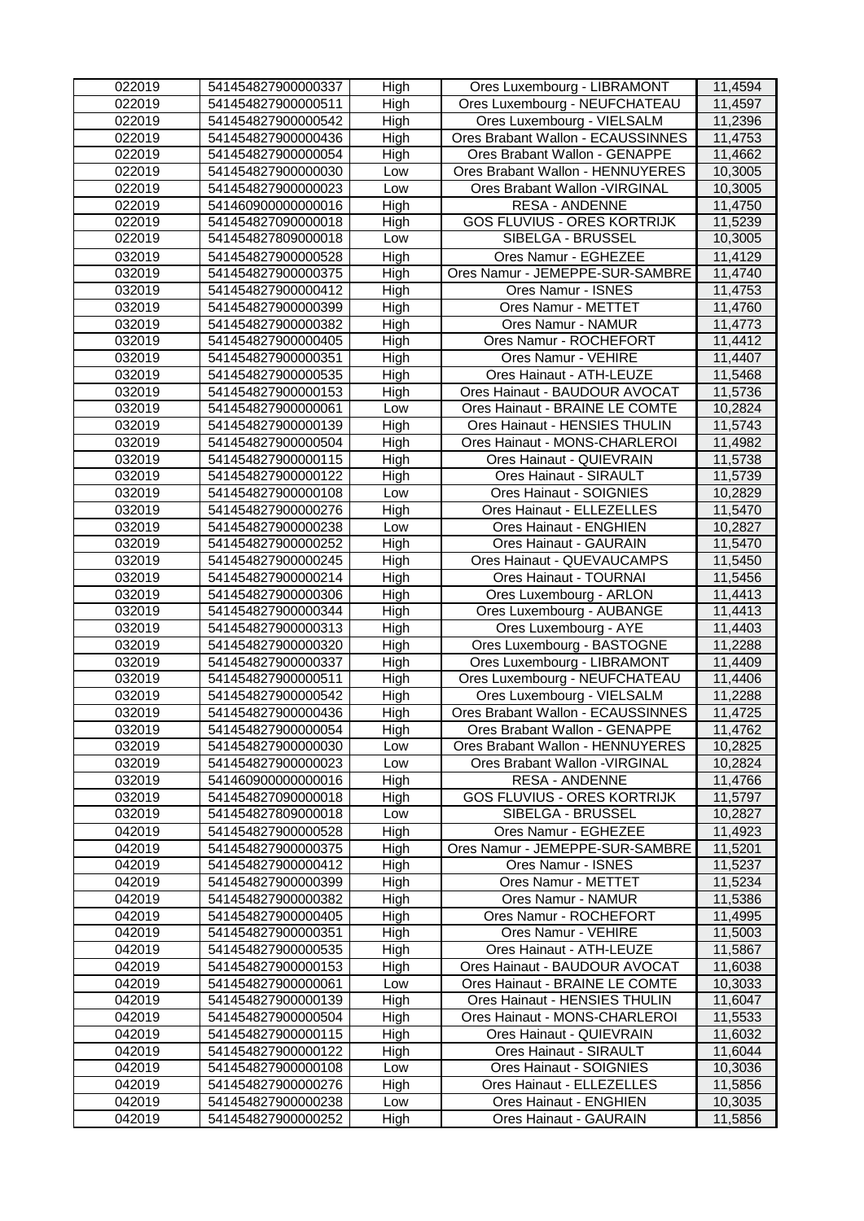| 022019 | 541454827900000337 | High | Ores Luxembourg - LIBRAMONT | 11,4594 |
|---|---|---|---|---|
| 022019 | 541454827900000511 | High | Ores Luxembourg - NEUFCHATEAU | 11,4597 |
| 022019 | 541454827900000542 | High | Ores Luxembourg - VIELSALM | 11,2396 |
| 022019 | 541454827900000436 | High | Ores Brabant Wallon - ECAUSSINNES | 11,4753 |
| 022019 | 541454827900000054 | High | Ores Brabant Wallon - GENAPPE | 11,4662 |
| 022019 | 541454827900000030 | Low | Ores Brabant Wallon - HENNUYERES | 10,3005 |
| 022019 | 541454827900000023 | Low | Ores Brabant Wallon -VIRGINAL | 10,3005 |
| 022019 | 541460900000000016 | High | RESA - ANDENNE | 11,4750 |
| 022019 | 541454827090000018 | High | GOS FLUVIUS - ORES KORTRIJK | 11,5239 |
| 022019 | 541454827809000018 | Low | SIBELGA - BRUSSEL | 10,3005 |
| 032019 | 541454827900000528 | High | Ores Namur - EGHEZEE | 11,4129 |
| 032019 | 541454827900000375 | High | Ores Namur - JEMEPPE-SUR-SAMBRE | 11,4740 |
| 032019 | 541454827900000412 | High | Ores Namur - ISNES | 11,4753 |
| 032019 | 541454827900000399 | High | Ores Namur - METTET | 11,4760 |
| 032019 | 541454827900000382 | High | Ores Namur - NAMUR | 11,4773 |
| 032019 | 541454827900000405 | High | Ores Namur - ROCHEFORT | 11,4412 |
| 032019 | 541454827900000351 | High | Ores Namur - VEHIRE | 11,4407 |
| 032019 | 541454827900000535 | High | Ores Hainaut - ATH-LEUZE | 11,5468 |
| 032019 | 541454827900000153 | High | Ores Hainaut - BAUDOUR AVOCAT | 11,5736 |
| 032019 | 541454827900000061 | Low | Ores Hainaut - BRAINE LE COMTE | 10,2824 |
| 032019 | 541454827900000139 | High | Ores Hainaut - HENSIES THULIN | 11,5743 |
| 032019 | 541454827900000504 | High | Ores Hainaut - MONS-CHARLEROI | 11,4982 |
| 032019 | 541454827900000115 | High | Ores Hainaut - QUIEVRAIN | 11,5738 |
| 032019 | 541454827900000122 | High | Ores Hainaut - SIRAULT | 11,5739 |
| 032019 | 541454827900000108 | Low | Ores Hainaut - SOIGNIES | 10,2829 |
| 032019 | 541454827900000276 | High | Ores Hainaut - ELLEZELLES | 11,5470 |
| 032019 | 541454827900000238 | Low | Ores Hainaut - ENGHIEN | 10,2827 |
| 032019 | 541454827900000252 | High | Ores Hainaut - GAURAIN | 11,5470 |
| 032019 | 541454827900000245 | High | Ores Hainaut - QUEVAUCAMPS | 11,5450 |
| 032019 | 541454827900000214 | High | Ores Hainaut - TOURNAI | 11,5456 |
| 032019 | 541454827900000306 | High | Ores Luxembourg - ARLON | 11,4413 |
| 032019 | 541454827900000344 | High | Ores Luxembourg - AUBANGE | 11,4413 |
| 032019 | 541454827900000313 | High | Ores Luxembourg - AYE | 11,4403 |
| 032019 | 541454827900000320 | High | Ores Luxembourg - BASTOGNE | 11,2288 |
| 032019 | 541454827900000337 | High | Ores Luxembourg - LIBRAMONT | 11,4409 |
| 032019 | 541454827900000511 | High | Ores Luxembourg - NEUFCHATEAU | 11,4406 |
| 032019 | 541454827900000542 | High | Ores Luxembourg - VIELSALM | 11,2288 |
| 032019 | 541454827900000436 | High | Ores Brabant Wallon - ECAUSSINNES | 11,4725 |
| 032019 | 541454827900000054 | High | Ores Brabant Wallon - GENAPPE | 11,4762 |
| 032019 | 541454827900000030 | Low | Ores Brabant Wallon - HENNUYERES | 10,2825 |
| 032019 | 541454827900000023 | Low | Ores Brabant Wallon -VIRGINAL | 10,2824 |
| 032019 | 541460900000000016 | High | RESA - ANDENNE | 11,4766 |
| 032019 | 541454827090000018 | High | GOS FLUVIUS - ORES KORTRIJK | 11,5797 |
| 032019 | 541454827809000018 | Low | SIBELGA - BRUSSEL | 10,2827 |
| 042019 | 541454827900000528 | High | Ores Namur - EGHEZEE | 11,4923 |
| 042019 | 541454827900000375 | High | Ores Namur - JEMEPPE-SUR-SAMBRE | 11,5201 |
| 042019 | 541454827900000412 | High | Ores Namur - ISNES | 11,5237 |
| 042019 | 541454827900000399 | High | Ores Namur - METTET | 11,5234 |
| 042019 | 541454827900000382 | High | Ores Namur - NAMUR | 11,5386 |
| 042019 | 541454827900000405 | High | Ores Namur - ROCHEFORT | 11,4995 |
| 042019 | 541454827900000351 | High | Ores Namur - VEHIRE | 11,5003 |
| 042019 | 541454827900000535 | High | Ores Hainaut - ATH-LEUZE | 11,5867 |
| 042019 | 541454827900000153 | High | Ores Hainaut - BAUDOUR AVOCAT | 11,6038 |
| 042019 | 541454827900000061 | Low | Ores Hainaut - BRAINE LE COMTE | 10,3033 |
| 042019 | 541454827900000139 | High | Ores Hainaut - HENSIES THULIN | 11,6047 |
| 042019 | 541454827900000504 | High | Ores Hainaut - MONS-CHARLEROI | 11,5533 |
| 042019 | 541454827900000115 | High | Ores Hainaut - QUIEVRAIN | 11,6032 |
| 042019 | 541454827900000122 | High | Ores Hainaut - SIRAULT | 11,6044 |
| 042019 | 541454827900000108 | Low | Ores Hainaut - SOIGNIES | 10,3036 |
| 042019 | 541454827900000276 | High | Ores Hainaut - ELLEZELLES | 11,5856 |
| 042019 | 541454827900000238 | Low | Ores Hainaut - ENGHIEN | 10,3035 |
| 042019 | 541454827900000252 | High | Ores Hainaut - GAURAIN | 11,5856 |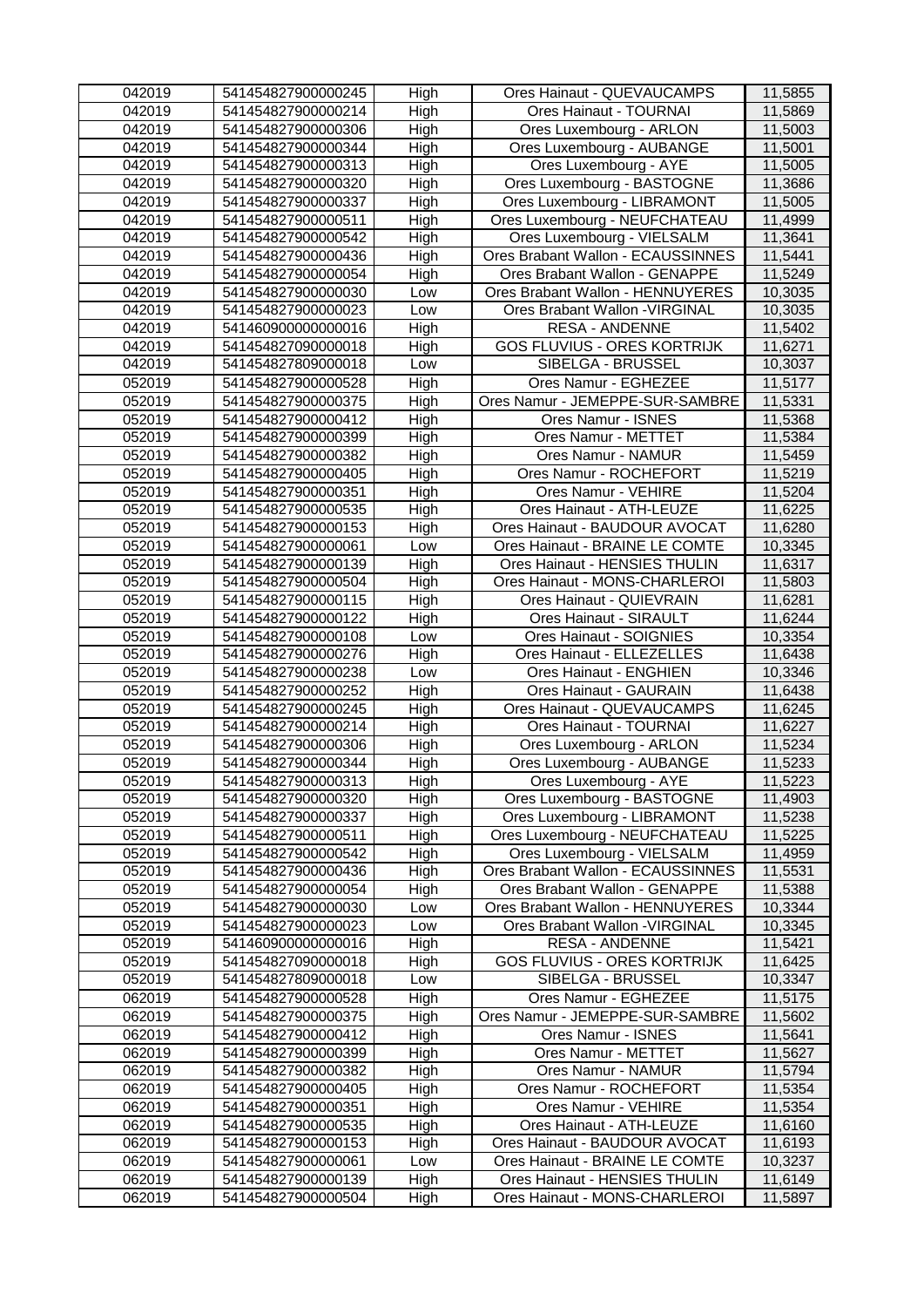| | | | | |
|---|---|---|---|---|
| 042019 | 541454827900000245 | High | Ores Hainaut - QUEVAUCAMPS | 11,5855 |
| 042019 | 541454827900000214 | High | Ores Hainaut - TOURNAI | 11,5869 |
| 042019 | 541454827900000306 | High | Ores Luxembourg - ARLON | 11,5003 |
| 042019 | 541454827900000344 | High | Ores Luxembourg - AUBANGE | 11,5001 |
| 042019 | 541454827900000313 | High | Ores Luxembourg - AYE | 11,5005 |
| 042019 | 541454827900000320 | High | Ores Luxembourg - BASTOGNE | 11,3686 |
| 042019 | 541454827900000337 | High | Ores Luxembourg - LIBRAMONT | 11,5005 |
| 042019 | 541454827900000511 | High | Ores Luxembourg - NEUFCHATEAU | 11,4999 |
| 042019 | 541454827900000542 | High | Ores Luxembourg - VIELSALM | 11,3641 |
| 042019 | 541454827900000436 | High | Ores Brabant Wallon - ECAUSSINNES | 11,5441 |
| 042019 | 541454827900000054 | High | Ores Brabant Wallon - GENAPPE | 11,5249 |
| 042019 | 541454827900000030 | Low | Ores Brabant Wallon - HENNUYERES | 10,3035 |
| 042019 | 541454827900000023 | Low | Ores Brabant Wallon -VIRGINAL | 10,3035 |
| 042019 | 541460900000000016 | High | RESA - ANDENNE | 11,5402 |
| 042019 | 541454827090000018 | High | GOS FLUVIUS - ORES KORTRIJK | 11,6271 |
| 042019 | 541454827809000018 | Low | SIBELGA - BRUSSEL | 10,3037 |
| 052019 | 541454827900000528 | High | Ores Namur - EGHEZEE | 11,5177 |
| 052019 | 541454827900000375 | High | Ores Namur - JEMEPPE-SUR-SAMBRE | 11,5331 |
| 052019 | 541454827900000412 | High | Ores Namur - ISNES | 11,5368 |
| 052019 | 541454827900000399 | High | Ores Namur - METTET | 11,5384 |
| 052019 | 541454827900000382 | High | Ores Namur - NAMUR | 11,5459 |
| 052019 | 541454827900000405 | High | Ores Namur - ROCHEFORT | 11,5219 |
| 052019 | 541454827900000351 | High | Ores Namur - VEHIRE | 11,5204 |
| 052019 | 541454827900000535 | High | Ores Hainaut - ATH-LEUZE | 11,6225 |
| 052019 | 541454827900000153 | High | Ores Hainaut - BAUDOUR AVOCAT | 11,6280 |
| 052019 | 541454827900000061 | Low | Ores Hainaut - BRAINE LE COMTE | 10,3345 |
| 052019 | 541454827900000139 | High | Ores Hainaut - HENSIES THULIN | 11,6317 |
| 052019 | 541454827900000504 | High | Ores Hainaut - MONS-CHARLEROI | 11,5803 |
| 052019 | 541454827900000115 | High | Ores Hainaut - QUIEVRAIN | 11,6281 |
| 052019 | 541454827900000122 | High | Ores Hainaut - SIRAULT | 11,6244 |
| 052019 | 541454827900000108 | Low | Ores Hainaut - SOIGNIES | 10,3354 |
| 052019 | 541454827900000276 | High | Ores Hainaut - ELLEZELLES | 11,6438 |
| 052019 | 541454827900000238 | Low | Ores Hainaut - ENGHIEN | 10,3346 |
| 052019 | 541454827900000252 | High | Ores Hainaut - GAURAIN | 11,6438 |
| 052019 | 541454827900000245 | High | Ores Hainaut - QUEVAUCAMPS | 11,6245 |
| 052019 | 541454827900000214 | High | Ores Hainaut - TOURNAI | 11,6227 |
| 052019 | 541454827900000306 | High | Ores Luxembourg - ARLON | 11,5234 |
| 052019 | 541454827900000344 | High | Ores Luxembourg - AUBANGE | 11,5233 |
| 052019 | 541454827900000313 | High | Ores Luxembourg - AYE | 11,5223 |
| 052019 | 541454827900000320 | High | Ores Luxembourg - BASTOGNE | 11,4903 |
| 052019 | 541454827900000337 | High | Ores Luxembourg - LIBRAMONT | 11,5238 |
| 052019 | 541454827900000511 | High | Ores Luxembourg - NEUFCHATEAU | 11,5225 |
| 052019 | 541454827900000542 | High | Ores Luxembourg - VIELSALM | 11,4959 |
| 052019 | 541454827900000436 | High | Ores Brabant Wallon - ECAUSSINNES | 11,5531 |
| 052019 | 541454827900000054 | High | Ores Brabant Wallon - GENAPPE | 11,5388 |
| 052019 | 541454827900000030 | Low | Ores Brabant Wallon - HENNUYERES | 10,3344 |
| 052019 | 541454827900000023 | Low | Ores Brabant Wallon -VIRGINAL | 10,3345 |
| 052019 | 541460900000000016 | High | RESA - ANDENNE | 11,5421 |
| 052019 | 541454827090000018 | High | GOS FLUVIUS - ORES KORTRIJK | 11,6425 |
| 052019 | 541454827809000018 | Low | SIBELGA - BRUSSEL | 10,3347 |
| 062019 | 541454827900000528 | High | Ores Namur - EGHEZEE | 11,5175 |
| 062019 | 541454827900000375 | High | Ores Namur - JEMEPPE-SUR-SAMBRE | 11,5602 |
| 062019 | 541454827900000412 | High | Ores Namur - ISNES | 11,5641 |
| 062019 | 541454827900000399 | High | Ores Namur - METTET | 11,5627 |
| 062019 | 541454827900000382 | High | Ores Namur - NAMUR | 11,5794 |
| 062019 | 541454827900000405 | High | Ores Namur - ROCHEFORT | 11,5354 |
| 062019 | 541454827900000351 | High | Ores Namur - VEHIRE | 11,5354 |
| 062019 | 541454827900000535 | High | Ores Hainaut - ATH-LEUZE | 11,6160 |
| 062019 | 541454827900000153 | High | Ores Hainaut - BAUDOUR AVOCAT | 11,6193 |
| 062019 | 541454827900000061 | Low | Ores Hainaut - BRAINE LE COMTE | 10,3237 |
| 062019 | 541454827900000139 | High | Ores Hainaut - HENSIES THULIN | 11,6149 |
| 062019 | 541454827900000504 | High | Ores Hainaut - MONS-CHARLEROI | 11,5897 |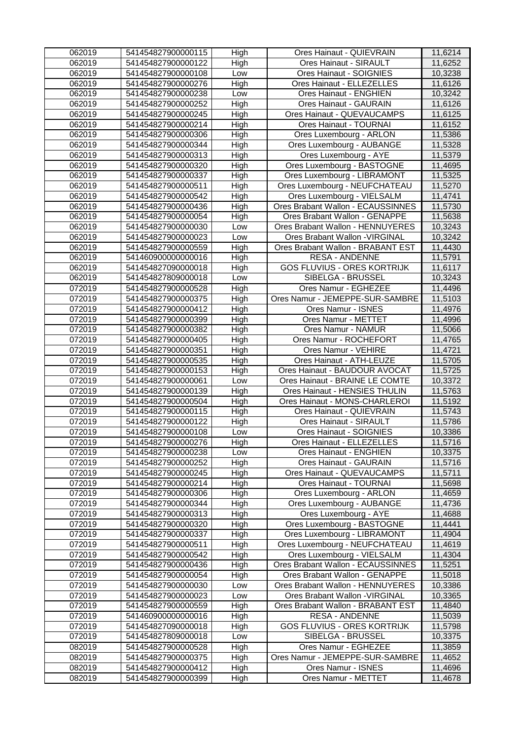| 062019 | 541454827900000115 | High | Ores Hainaut - QUIEVRAIN | 11,6214 |
|---|---|---|---|---|
| 062019 | 541454827900000122 | High | Ores Hainaut - SIRAULT | 11,6252 |
| 062019 | 541454827900000108 | Low | Ores Hainaut - SOIGNIES | 10,3238 |
| 062019 | 541454827900000276 | High | Ores Hainaut - ELLEZELLES | 11,6126 |
| 062019 | 541454827900000238 | Low | Ores Hainaut - ENGHIEN | 10,3242 |
| 062019 | 541454827900000252 | High | Ores Hainaut - GAURAIN | 11,6126 |
| 062019 | 541454827900000245 | High | Ores Hainaut - QUEVAUCAMPS | 11,6125 |
| 062019 | 541454827900000214 | High | Ores Hainaut - TOURNAI | 11,6152 |
| 062019 | 541454827900000306 | High | Ores Luxembourg - ARLON | 11,5386 |
| 062019 | 541454827900000344 | High | Ores Luxembourg - AUBANGE | 11,5328 |
| 062019 | 541454827900000313 | High | Ores Luxembourg - AYE | 11,5379 |
| 062019 | 541454827900000320 | High | Ores Luxembourg - BASTOGNE | 11,4695 |
| 062019 | 541454827900000337 | High | Ores Luxembourg - LIBRAMONT | 11,5325 |
| 062019 | 541454827900000511 | High | Ores Luxembourg - NEUFCHATEAU | 11,5270 |
| 062019 | 541454827900000542 | High | Ores Luxembourg - VIELSALM | 11,4741 |
| 062019 | 541454827900000436 | High | Ores Brabant Wallon - ECAUSSINNES | 11,5730 |
| 062019 | 541454827900000054 | High | Ores Brabant Wallon - GENAPPE | 11,5638 |
| 062019 | 541454827900000030 | Low | Ores Brabant Wallon - HENNUYERES | 10,3243 |
| 062019 | 541454827900000023 | Low | Ores Brabant Wallon -VIRGINAL | 10,3242 |
| 062019 | 541454827900000559 | High | Ores Brabant Wallon - BRABANT EST | 11,4430 |
| 062019 | 541460900000000016 | High | RESA - ANDENNE | 11,5791 |
| 062019 | 541454827090000018 | High | GOS FLUVIUS - ORES KORTRIJK | 11,6117 |
| 062019 | 541454827809000018 | Low | SIBELGA - BRUSSEL | 10,3243 |
| 072019 | 541454827900000528 | High | Ores Namur - EGHEZEE | 11,4496 |
| 072019 | 541454827900000375 | High | Ores Namur - JEMEPPE-SUR-SAMBRE | 11,5103 |
| 072019 | 541454827900000412 | High | Ores Namur - ISNES | 11,4976 |
| 072019 | 541454827900000399 | High | Ores Namur - METTET | 11,4996 |
| 072019 | 541454827900000382 | High | Ores Namur - NAMUR | 11,5066 |
| 072019 | 541454827900000405 | High | Ores Namur - ROCHEFORT | 11,4765 |
| 072019 | 541454827900000351 | High | Ores Namur - VEHIRE | 11,4721 |
| 072019 | 541454827900000535 | High | Ores Hainaut - ATH-LEUZE | 11,5705 |
| 072019 | 541454827900000153 | High | Ores Hainaut - BAUDOUR AVOCAT | 11,5725 |
| 072019 | 541454827900000061 | Low | Ores Hainaut - BRAINE LE COMTE | 10,3372 |
| 072019 | 541454827900000139 | High | Ores Hainaut - HENSIES THULIN | 11,5763 |
| 072019 | 541454827900000504 | High | Ores Hainaut - MONS-CHARLEROI | 11,5192 |
| 072019 | 541454827900000115 | High | Ores Hainaut - QUIEVRAIN | 11,5743 |
| 072019 | 541454827900000122 | High | Ores Hainaut - SIRAULT | 11,5786 |
| 072019 | 541454827900000108 | Low | Ores Hainaut - SOIGNIES | 10,3386 |
| 072019 | 541454827900000276 | High | Ores Hainaut - ELLEZELLES | 11,5716 |
| 072019 | 541454827900000238 | Low | Ores Hainaut - ENGHIEN | 10,3375 |
| 072019 | 541454827900000252 | High | Ores Hainaut - GAURAIN | 11,5716 |
| 072019 | 541454827900000245 | High | Ores Hainaut - QUEVAUCAMPS | 11,5711 |
| 072019 | 541454827900000214 | High | Ores Hainaut - TOURNAI | 11,5698 |
| 072019 | 541454827900000306 | High | Ores Luxembourg - ARLON | 11,4659 |
| 072019 | 541454827900000344 | High | Ores Luxembourg - AUBANGE | 11,4736 |
| 072019 | 541454827900000313 | High | Ores Luxembourg - AYE | 11,4688 |
| 072019 | 541454827900000320 | High | Ores Luxembourg - BASTOGNE | 11,4441 |
| 072019 | 541454827900000337 | High | Ores Luxembourg - LIBRAMONT | 11,4904 |
| 072019 | 541454827900000511 | High | Ores Luxembourg - NEUFCHATEAU | 11,4619 |
| 072019 | 541454827900000542 | High | Ores Luxembourg - VIELSALM | 11,4304 |
| 072019 | 541454827900000436 | High | Ores Brabant Wallon - ECAUSSINNES | 11,5251 |
| 072019 | 541454827900000054 | High | Ores Brabant Wallon - GENAPPE | 11,5018 |
| 072019 | 541454827900000030 | Low | Ores Brabant Wallon - HENNUYERES | 10,3386 |
| 072019 | 541454827900000023 | Low | Ores Brabant Wallon -VIRGINAL | 10,3365 |
| 072019 | 541454827900000559 | High | Ores Brabant Wallon - BRABANT EST | 11,4840 |
| 072019 | 541460900000000016 | High | RESA - ANDENNE | 11,5039 |
| 072019 | 541454827090000018 | High | GOS FLUVIUS - ORES KORTRIJK | 11,5798 |
| 072019 | 541454827809000018 | Low | SIBELGA - BRUSSEL | 10,3375 |
| 082019 | 541454827900000528 | High | Ores Namur - EGHEZEE | 11,3859 |
| 082019 | 541454827900000375 | High | Ores Namur - JEMEPPE-SUR-SAMBRE | 11,4652 |
| 082019 | 541454827900000412 | High | Ores Namur - ISNES | 11,4696 |
| 082019 | 541454827900000399 | High | Ores Namur - METTET | 11,4678 |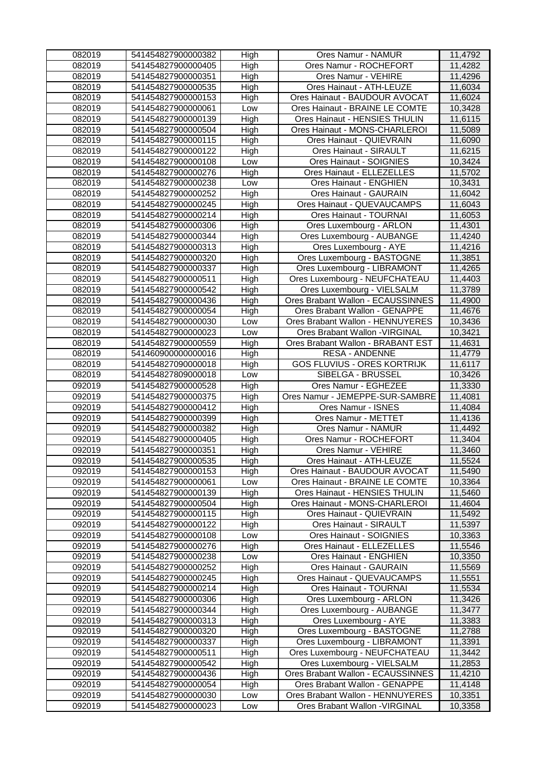| 082019 | 541454827900000382 | High | Ores Namur - NAMUR | 11,4792 |
|---|---|---|---|---|
| 082019 | 541454827900000405 | High | Ores Namur - ROCHEFORT | 11,4282 |
| 082019 | 541454827900000351 | High | Ores Namur - VEHIRE | 11,4296 |
| 082019 | 541454827900000535 | High | Ores Hainaut - ATH-LEUZE | 11,6034 |
| 082019 | 541454827900000153 | High | Ores Hainaut - BAUDOUR AVOCAT | 11,6024 |
| 082019 | 541454827900000061 | Low | Ores Hainaut - BRAINE LE COMTE | 10,3428 |
| 082019 | 541454827900000139 | High | Ores Hainaut - HENSIES THULIN | 11,6115 |
| 082019 | 541454827900000504 | High | Ores Hainaut - MONS-CHARLEROI | 11,5089 |
| 082019 | 541454827900000115 | High | Ores Hainaut - QUIEVRAIN | 11,6090 |
| 082019 | 541454827900000122 | High | Ores Hainaut - SIRAULT | 11,6215 |
| 082019 | 541454827900000108 | Low | Ores Hainaut - SOIGNIES | 10,3424 |
| 082019 | 541454827900000276 | High | Ores Hainaut - ELLEZELLES | 11,5702 |
| 082019 | 541454827900000238 | Low | Ores Hainaut - ENGHIEN | 10,3431 |
| 082019 | 541454827900000252 | High | Ores Hainaut - GAURAIN | 11,6042 |
| 082019 | 541454827900000245 | High | Ores Hainaut - QUEVAUCAMPS | 11,6043 |
| 082019 | 541454827900000214 | High | Ores Hainaut - TOURNAI | 11,6053 |
| 082019 | 541454827900000306 | High | Ores Luxembourg - ARLON | 11,4301 |
| 082019 | 541454827900000344 | High | Ores Luxembourg - AUBANGE | 11,4240 |
| 082019 | 541454827900000313 | High | Ores Luxembourg - AYE | 11,4216 |
| 082019 | 541454827900000320 | High | Ores Luxembourg - BASTOGNE | 11,3851 |
| 082019 | 541454827900000337 | High | Ores Luxembourg - LIBRAMONT | 11,4265 |
| 082019 | 541454827900000511 | High | Ores Luxembourg - NEUFCHATEAU | 11,4403 |
| 082019 | 541454827900000542 | High | Ores Luxembourg - VIELSALM | 11,3789 |
| 082019 | 541454827900000436 | High | Ores Brabant Wallon - ECAUSSINNES | 11,4900 |
| 082019 | 541454827900000054 | High | Ores Brabant Wallon - GENAPPE | 11,4676 |
| 082019 | 541454827900000030 | Low | Ores Brabant Wallon - HENNUYERES | 10,3436 |
| 082019 | 541454827900000023 | Low | Ores Brabant Wallon -VIRGINAL | 10,3421 |
| 082019 | 541454827900000559 | High | Ores Brabant Wallon - BRABANT EST | 11,4631 |
| 082019 | 541460900000000016 | High | RESA - ANDENNE | 11,4779 |
| 082019 | 541454827090000018 | High | GOS FLUVIUS - ORES KORTRIJK | 11,6117 |
| 082019 | 541454827809000018 | Low | SIBELGA - BRUSSEL | 10,3426 |
| 092019 | 541454827900000528 | High | Ores Namur - EGHEZEE | 11,3330 |
| 092019 | 541454827900000375 | High | Ores Namur - JEMEPPE-SUR-SAMBRE | 11,4081 |
| 092019 | 541454827900000412 | High | Ores Namur - ISNES | 11,4084 |
| 092019 | 541454827900000399 | High | Ores Namur - METTET | 11,4136 |
| 092019 | 541454827900000382 | High | Ores Namur - NAMUR | 11,4492 |
| 092019 | 541454827900000405 | High | Ores Namur - ROCHEFORT | 11,3404 |
| 092019 | 541454827900000351 | High | Ores Namur - VEHIRE | 11,3460 |
| 092019 | 541454827900000535 | High | Ores Hainaut - ATH-LEUZE | 11,5524 |
| 092019 | 541454827900000153 | High | Ores Hainaut - BAUDOUR AVOCAT | 11,5490 |
| 092019 | 541454827900000061 | Low | Ores Hainaut - BRAINE LE COMTE | 10,3364 |
| 092019 | 541454827900000139 | High | Ores Hainaut - HENSIES THULIN | 11,5460 |
| 092019 | 541454827900000504 | High | Ores Hainaut - MONS-CHARLEROI | 11,4604 |
| 092019 | 541454827900000115 | High | Ores Hainaut - QUIEVRAIN | 11,5492 |
| 092019 | 541454827900000122 | High | Ores Hainaut - SIRAULT | 11,5397 |
| 092019 | 541454827900000108 | Low | Ores Hainaut - SOIGNIES | 10,3363 |
| 092019 | 541454827900000276 | High | Ores Hainaut - ELLEZELLES | 11,5546 |
| 092019 | 541454827900000238 | Low | Ores Hainaut - ENGHIEN | 10,3350 |
| 092019 | 541454827900000252 | High | Ores Hainaut - GAURAIN | 11,5569 |
| 092019 | 541454827900000245 | High | Ores Hainaut - QUEVAUCAMPS | 11,5551 |
| 092019 | 541454827900000214 | High | Ores Hainaut - TOURNAI | 11,5534 |
| 092019 | 541454827900000306 | High | Ores Luxembourg - ARLON | 11,3426 |
| 092019 | 541454827900000344 | High | Ores Luxembourg - AUBANGE | 11,3477 |
| 092019 | 541454827900000313 | High | Ores Luxembourg - AYE | 11,3383 |
| 092019 | 541454827900000320 | High | Ores Luxembourg - BASTOGNE | 11,2788 |
| 092019 | 541454827900000337 | High | Ores Luxembourg - LIBRAMONT | 11,3391 |
| 092019 | 541454827900000511 | High | Ores Luxembourg - NEUFCHATEAU | 11,3442 |
| 092019 | 541454827900000542 | High | Ores Luxembourg - VIELSALM | 11,2853 |
| 092019 | 541454827900000436 | High | Ores Brabant Wallon - ECAUSSINNES | 11,4210 |
| 092019 | 541454827900000054 | High | Ores Brabant Wallon - GENAPPE | 11,4148 |
| 092019 | 541454827900000030 | Low | Ores Brabant Wallon - HENNUYERES | 10,3351 |
| 092019 | 541454827900000023 | Low | Ores Brabant Wallon -VIRGINAL | 10,3358 |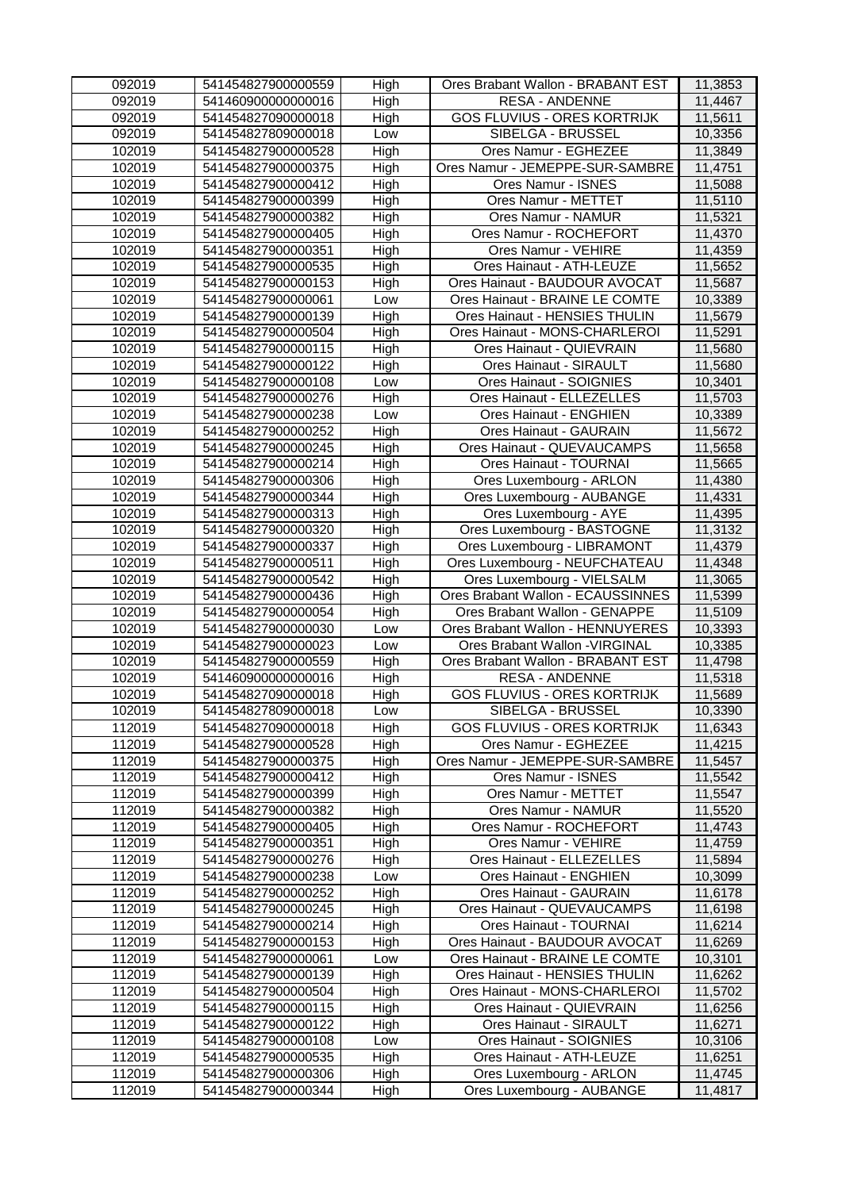| 092019 | 541454827900000559 | High | Ores Brabant Wallon - BRABANT EST | 11,3853 |
|---|---|---|---|---|
| 092019 | 541460900000000016 | High | RESA - ANDENNE | 11,4467 |
| 092019 | 541454827090000018 | High | GOS FLUVIUS - ORES KORTRIJK | 11,5611 |
| 092019 | 541454827809000018 | Low | SIBELGA - BRUSSEL | 10,3356 |
| 102019 | 541454827900000528 | High | Ores Namur - EGHEZEE | 11,3849 |
| 102019 | 541454827900000375 | High | Ores Namur - JEMEPPE-SUR-SAMBRE | 11,4751 |
| 102019 | 541454827900000412 | High | Ores Namur - ISNES | 11,5088 |
| 102019 | 541454827900000399 | High | Ores Namur - METTET | 11,5110 |
| 102019 | 541454827900000382 | High | Ores Namur - NAMUR | 11,5321 |
| 102019 | 541454827900000405 | High | Ores Namur - ROCHEFORT | 11,4370 |
| 102019 | 541454827900000351 | High | Ores Namur - VEHIRE | 11,4359 |
| 102019 | 541454827900000535 | High | Ores Hainaut - ATH-LEUZE | 11,5652 |
| 102019 | 541454827900000153 | High | Ores Hainaut - BAUDOUR AVOCAT | 11,5687 |
| 102019 | 541454827900000061 | Low | Ores Hainaut - BRAINE LE COMTE | 10,3389 |
| 102019 | 541454827900000139 | High | Ores Hainaut - HENSIES THULIN | 11,5679 |
| 102019 | 541454827900000504 | High | Ores Hainaut - MONS-CHARLEROI | 11,5291 |
| 102019 | 541454827900000115 | High | Ores Hainaut - QUIEVRAIN | 11,5680 |
| 102019 | 541454827900000122 | High | Ores Hainaut - SIRAULT | 11,5680 |
| 102019 | 541454827900000108 | Low | Ores Hainaut - SOIGNIES | 10,3401 |
| 102019 | 541454827900000276 | High | Ores Hainaut - ELLEZELLES | 11,5703 |
| 102019 | 541454827900000238 | Low | Ores Hainaut - ENGHIEN | 10,3389 |
| 102019 | 541454827900000252 | High | Ores Hainaut - GAURAIN | 11,5672 |
| 102019 | 541454827900000245 | High | Ores Hainaut - QUEVAUCAMPS | 11,5658 |
| 102019 | 541454827900000214 | High | Ores Hainaut - TOURNAI | 11,5665 |
| 102019 | 541454827900000306 | High | Ores Luxembourg - ARLON | 11,4380 |
| 102019 | 541454827900000344 | High | Ores Luxembourg - AUBANGE | 11,4331 |
| 102019 | 541454827900000313 | High | Ores Luxembourg - AYE | 11,4395 |
| 102019 | 541454827900000320 | High | Ores Luxembourg - BASTOGNE | 11,3132 |
| 102019 | 541454827900000337 | High | Ores Luxembourg - LIBRAMONT | 11,4379 |
| 102019 | 541454827900000511 | High | Ores Luxembourg - NEUFCHATEAU | 11,4348 |
| 102019 | 541454827900000542 | High | Ores Luxembourg - VIELSALM | 11,3065 |
| 102019 | 541454827900000436 | High | Ores Brabant Wallon - ECAUSSINNES | 11,5399 |
| 102019 | 541454827900000054 | High | Ores Brabant Wallon - GENAPPE | 11,5109 |
| 102019 | 541454827900000030 | Low | Ores Brabant Wallon - HENNUYERES | 10,3393 |
| 102019 | 541454827900000023 | Low | Ores Brabant Wallon -VIRGINAL | 10,3385 |
| 102019 | 541454827900000559 | High | Ores Brabant Wallon - BRABANT EST | 11,4798 |
| 102019 | 541460900000000016 | High | RESA - ANDENNE | 11,5318 |
| 102019 | 541454827090000018 | High | GOS FLUVIUS - ORES KORTRIJK | 11,5689 |
| 102019 | 541454827809000018 | Low | SIBELGA - BRUSSEL | 10,3390 |
| 112019 | 541454827090000018 | High | GOS FLUVIUS - ORES KORTRIJK | 11,6343 |
| 112019 | 541454827900000528 | High | Ores Namur - EGHEZEE | 11,4215 |
| 112019 | 541454827900000375 | High | Ores Namur - JEMEPPE-SUR-SAMBRE | 11,5457 |
| 112019 | 541454827900000412 | High | Ores Namur - ISNES | 11,5542 |
| 112019 | 541454827900000399 | High | Ores Namur - METTET | 11,5547 |
| 112019 | 541454827900000382 | High | Ores Namur - NAMUR | 11,5520 |
| 112019 | 541454827900000405 | High | Ores Namur - ROCHEFORT | 11,4743 |
| 112019 | 541454827900000351 | High | Ores Namur - VEHIRE | 11,4759 |
| 112019 | 541454827900000276 | High | Ores Hainaut - ELLEZELLES | 11,5894 |
| 112019 | 541454827900000238 | Low | Ores Hainaut - ENGHIEN | 10,3099 |
| 112019 | 541454827900000252 | High | Ores Hainaut - GAURAIN | 11,6178 |
| 112019 | 541454827900000245 | High | Ores Hainaut - QUEVAUCAMPS | 11,6198 |
| 112019 | 541454827900000214 | High | Ores Hainaut - TOURNAI | 11,6214 |
| 112019 | 541454827900000153 | High | Ores Hainaut - BAUDOUR AVOCAT | 11,6269 |
| 112019 | 541454827900000061 | Low | Ores Hainaut - BRAINE LE COMTE | 10,3101 |
| 112019 | 541454827900000139 | High | Ores Hainaut - HENSIES THULIN | 11,6262 |
| 112019 | 541454827900000504 | High | Ores Hainaut - MONS-CHARLEROI | 11,5702 |
| 112019 | 541454827900000115 | High | Ores Hainaut - QUIEVRAIN | 11,6256 |
| 112019 | 541454827900000122 | High | Ores Hainaut - SIRAULT | 11,6271 |
| 112019 | 541454827900000108 | Low | Ores Hainaut - SOIGNIES | 10,3106 |
| 112019 | 541454827900000535 | High | Ores Hainaut - ATH-LEUZE | 11,6251 |
| 112019 | 541454827900000306 | High | Ores Luxembourg - ARLON | 11,4745 |
| 112019 | 541454827900000344 | High | Ores Luxembourg - AUBANGE | 11,4817 |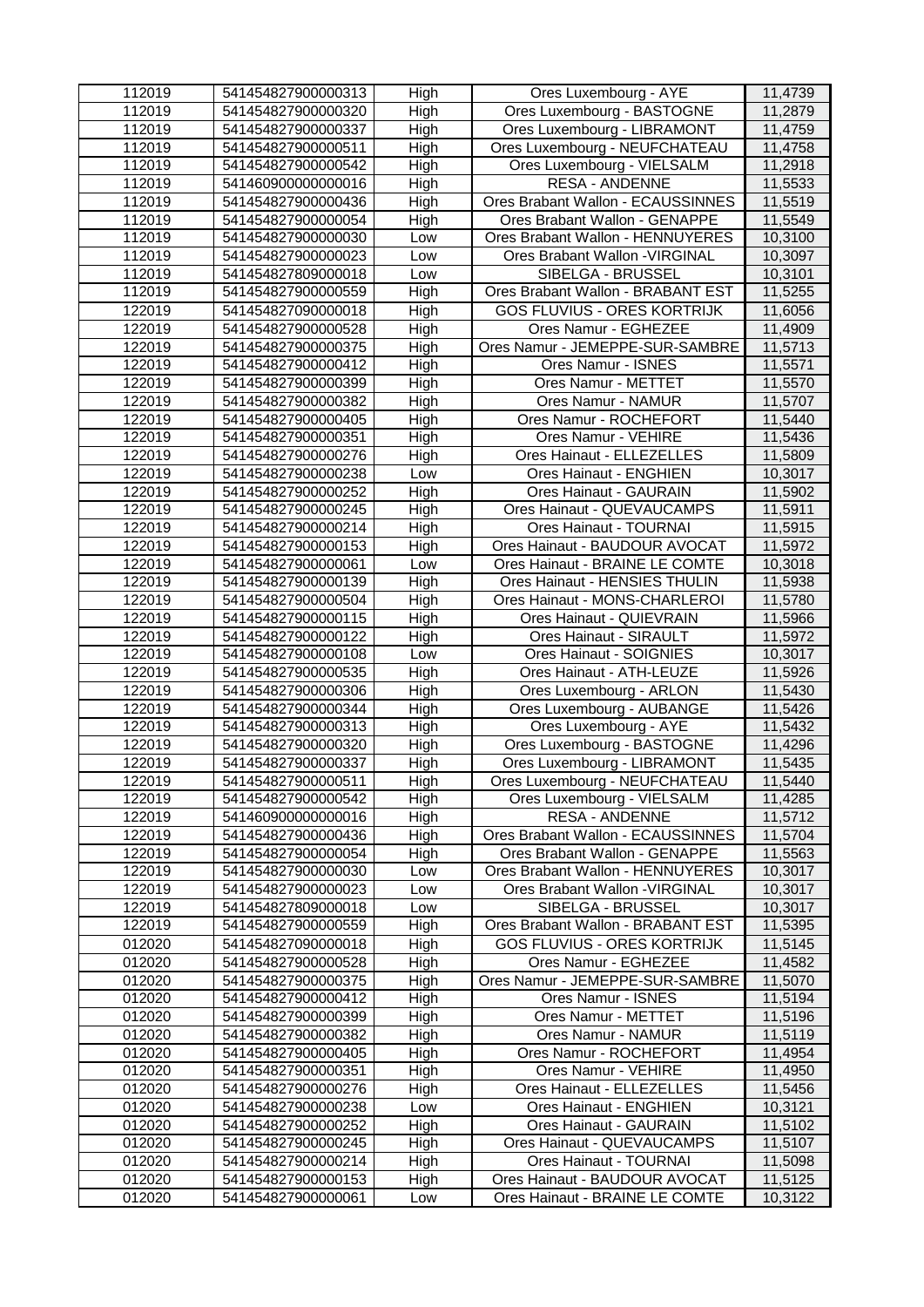| 112019 | 541454827900000313 | High | Ores Luxembourg - AYE | 11,4739 |
|---|---|---|---|---|
| 112019 | 541454827900000320 | High | Ores Luxembourg - BASTOGNE | 11,2879 |
| 112019 | 541454827900000337 | High | Ores Luxembourg - LIBRAMONT | 11,4759 |
| 112019 | 541454827900000511 | High | Ores Luxembourg - NEUFCHATEAU | 11,4758 |
| 112019 | 541454827900000542 | High | Ores Luxembourg - VIELSALM | 11,2918 |
| 112019 | 541460900000000016 | High | RESA - ANDENNE | 11,5533 |
| 112019 | 541454827900000436 | High | Ores Brabant Wallon - ECAUSSINNES | 11,5519 |
| 112019 | 541454827900000054 | High | Ores Brabant Wallon - GENAPPE | 11,5549 |
| 112019 | 541454827900000030 | Low | Ores Brabant Wallon - HENNUYERES | 10,3100 |
| 112019 | 541454827900000023 | Low | Ores Brabant Wallon -VIRGINAL | 10,3097 |
| 112019 | 541454827809000018 | Low | SIBELGA - BRUSSEL | 10,3101 |
| 112019 | 541454827900000559 | High | Ores Brabant Wallon - BRABANT EST | 11,5255 |
| 122019 | 541454827090000018 | High | GOS FLUVIUS - ORES KORTRIJK | 11,6056 |
| 122019 | 541454827900000528 | High | Ores Namur - EGHEZEE | 11,4909 |
| 122019 | 541454827900000375 | High | Ores Namur - JEMEPPE-SUR-SAMBRE | 11,5713 |
| 122019 | 541454827900000412 | High | Ores Namur - ISNES | 11,5571 |
| 122019 | 541454827900000399 | High | Ores Namur - METTET | 11,5570 |
| 122019 | 541454827900000382 | High | Ores Namur - NAMUR | 11,5707 |
| 122019 | 541454827900000405 | High | Ores Namur - ROCHEFORT | 11,5440 |
| 122019 | 541454827900000351 | High | Ores Namur - VEHIRE | 11,5436 |
| 122019 | 541454827900000276 | High | Ores Hainaut - ELLEZELLES | 11,5809 |
| 122019 | 541454827900000238 | Low | Ores Hainaut - ENGHIEN | 10,3017 |
| 122019 | 541454827900000252 | High | Ores Hainaut - GAURAIN | 11,5902 |
| 122019 | 541454827900000245 | High | Ores Hainaut - QUEVAUCAMPS | 11,5911 |
| 122019 | 541454827900000214 | High | Ores Hainaut - TOURNAI | 11,5915 |
| 122019 | 541454827900000153 | High | Ores Hainaut - BAUDOUR AVOCAT | 11,5972 |
| 122019 | 541454827900000061 | Low | Ores Hainaut - BRAINE LE COMTE | 10,3018 |
| 122019 | 541454827900000139 | High | Ores Hainaut - HENSIES THULIN | 11,5938 |
| 122019 | 541454827900000504 | High | Ores Hainaut - MONS-CHARLEROI | 11,5780 |
| 122019 | 541454827900000115 | High | Ores Hainaut - QUIEVRAIN | 11,5966 |
| 122019 | 541454827900000122 | High | Ores Hainaut - SIRAULT | 11,5972 |
| 122019 | 541454827900000108 | Low | Ores Hainaut - SOIGNIES | 10,3017 |
| 122019 | 541454827900000535 | High | Ores Hainaut - ATH-LEUZE | 11,5926 |
| 122019 | 541454827900000306 | High | Ores Luxembourg - ARLON | 11,5430 |
| 122019 | 541454827900000344 | High | Ores Luxembourg - AUBANGE | 11,5426 |
| 122019 | 541454827900000313 | High | Ores Luxembourg - AYE | 11,5432 |
| 122019 | 541454827900000320 | High | Ores Luxembourg - BASTOGNE | 11,4296 |
| 122019 | 541454827900000337 | High | Ores Luxembourg - LIBRAMONT | 11,5435 |
| 122019 | 541454827900000511 | High | Ores Luxembourg - NEUFCHATEAU | 11,5440 |
| 122019 | 541454827900000542 | High | Ores Luxembourg - VIELSALM | 11,4285 |
| 122019 | 541460900000000016 | High | RESA - ANDENNE | 11,5712 |
| 122019 | 541454827900000436 | High | Ores Brabant Wallon - ECAUSSINNES | 11,5704 |
| 122019 | 541454827900000054 | High | Ores Brabant Wallon - GENAPPE | 11,5563 |
| 122019 | 541454827900000030 | Low | Ores Brabant Wallon - HENNUYERES | 10,3017 |
| 122019 | 541454827900000023 | Low | Ores Brabant Wallon -VIRGINAL | 10,3017 |
| 122019 | 541454827809000018 | Low | SIBELGA - BRUSSEL | 10,3017 |
| 122019 | 541454827900000559 | High | Ores Brabant Wallon - BRABANT EST | 11,5395 |
| 012020 | 541454827090000018 | High | GOS FLUVIUS - ORES KORTRIJK | 11,5145 |
| 012020 | 541454827900000528 | High | Ores Namur - EGHEZEE | 11,4582 |
| 012020 | 541454827900000375 | High | Ores Namur - JEMEPPE-SUR-SAMBRE | 11,5070 |
| 012020 | 541454827900000412 | High | Ores Namur - ISNES | 11,5194 |
| 012020 | 541454827900000399 | High | Ores Namur - METTET | 11,5196 |
| 012020 | 541454827900000382 | High | Ores Namur - NAMUR | 11,5119 |
| 012020 | 541454827900000405 | High | Ores Namur - ROCHEFORT | 11,4954 |
| 012020 | 541454827900000351 | High | Ores Namur - VEHIRE | 11,4950 |
| 012020 | 541454827900000276 | High | Ores Hainaut - ELLEZELLES | 11,5456 |
| 012020 | 541454827900000238 | Low | Ores Hainaut - ENGHIEN | 10,3121 |
| 012020 | 541454827900000252 | High | Ores Hainaut - GAURAIN | 11,5102 |
| 012020 | 541454827900000245 | High | Ores Hainaut - QUEVAUCAMPS | 11,5107 |
| 012020 | 541454827900000214 | High | Ores Hainaut - TOURNAI | 11,5098 |
| 012020 | 541454827900000153 | High | Ores Hainaut - BAUDOUR AVOCAT | 11,5125 |
| 012020 | 541454827900000061 | Low | Ores Hainaut - BRAINE LE COMTE | 10,3122 |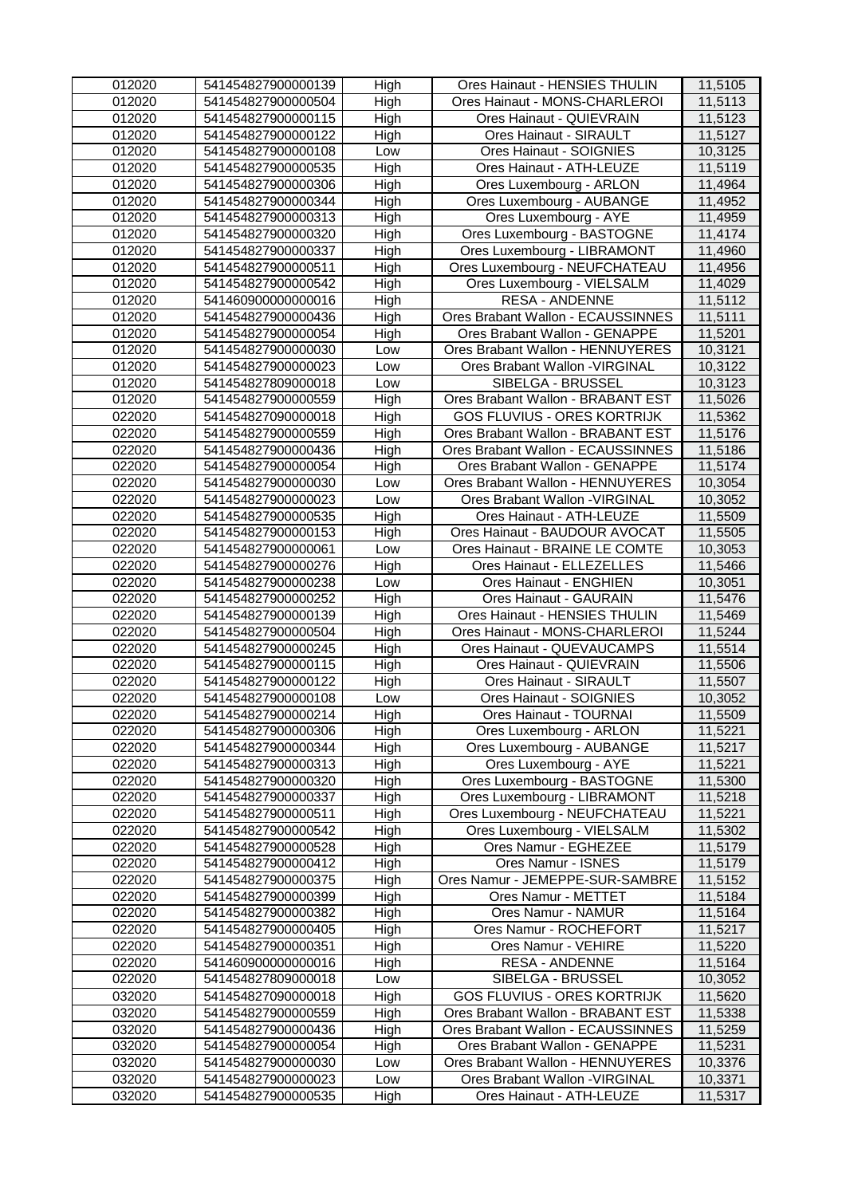| 012020 | 541454827900000139 | High | Ores Hainaut - HENSIES THULIN | 11,5105 |
|---|---|---|---|---|
| 012020 | 541454827900000504 | High | Ores Hainaut - MONS-CHARLEROI | 11,5113 |
| 012020 | 541454827900000115 | High | Ores Hainaut - QUIEVRAIN | 11,5123 |
| 012020 | 541454827900000122 | High | Ores Hainaut - SIRAULT | 11,5127 |
| 012020 | 541454827900000108 | Low | Ores Hainaut - SOIGNIES | 10,3125 |
| 012020 | 541454827900000535 | High | Ores Hainaut - ATH-LEUZE | 11,5119 |
| 012020 | 541454827900000306 | High | Ores Luxembourg - ARLON | 11,4964 |
| 012020 | 541454827900000344 | High | Ores Luxembourg - AUBANGE | 11,4952 |
| 012020 | 541454827900000313 | High | Ores Luxembourg - AYE | 11,4959 |
| 012020 | 541454827900000320 | High | Ores Luxembourg - BASTOGNE | 11,4174 |
| 012020 | 541454827900000337 | High | Ores Luxembourg - LIBRAMONT | 11,4960 |
| 012020 | 541454827900000511 | High | Ores Luxembourg - NEUFCHATEAU | 11,4956 |
| 012020 | 541454827900000542 | High | Ores Luxembourg - VIELSALM | 11,4029 |
| 012020 | 541460900000000016 | High | RESA - ANDENNE | 11,5112 |
| 012020 | 541454827900000436 | High | Ores Brabant Wallon - ECAUSSINNES | 11,5111 |
| 012020 | 541454827900000054 | High | Ores Brabant Wallon - GENAPPE | 11,5201 |
| 012020 | 541454827900000030 | Low | Ores Brabant Wallon - HENNUYERES | 10,3121 |
| 012020 | 541454827900000023 | Low | Ores Brabant Wallon -VIRGINAL | 10,3122 |
| 012020 | 541454827809000018 | Low | SIBELGA - BRUSSEL | 10,3123 |
| 012020 | 541454827900000559 | High | Ores Brabant Wallon - BRABANT EST | 11,5026 |
| 022020 | 541454827090000018 | High | GOS FLUVIUS - ORES KORTRIJK | 11,5362 |
| 022020 | 541454827900000559 | High | Ores Brabant Wallon - BRABANT EST | 11,5176 |
| 022020 | 541454827900000436 | High | Ores Brabant Wallon - ECAUSSINNES | 11,5186 |
| 022020 | 541454827900000054 | High | Ores Brabant Wallon - GENAPPE | 11,5174 |
| 022020 | 541454827900000030 | Low | Ores Brabant Wallon - HENNUYERES | 10,3054 |
| 022020 | 541454827900000023 | Low | Ores Brabant Wallon -VIRGINAL | 10,3052 |
| 022020 | 541454827900000535 | High | Ores Hainaut - ATH-LEUZE | 11,5509 |
| 022020 | 541454827900000153 | High | Ores Hainaut - BAUDOUR AVOCAT | 11,5505 |
| 022020 | 541454827900000061 | Low | Ores Hainaut - BRAINE LE COMTE | 10,3053 |
| 022020 | 541454827900000276 | High | Ores Hainaut - ELLEZELLES | 11,5466 |
| 022020 | 541454827900000238 | Low | Ores Hainaut - ENGHIEN | 10,3051 |
| 022020 | 541454827900000252 | High | Ores Hainaut - GAURAIN | 11,5476 |
| 022020 | 541454827900000139 | High | Ores Hainaut - HENSIES THULIN | 11,5469 |
| 022020 | 541454827900000504 | High | Ores Hainaut - MONS-CHARLEROI | 11,5244 |
| 022020 | 541454827900000245 | High | Ores Hainaut - QUEVAUCAMPS | 11,5514 |
| 022020 | 541454827900000115 | High | Ores Hainaut - QUIEVRAIN | 11,5506 |
| 022020 | 541454827900000122 | High | Ores Hainaut - SIRAULT | 11,5507 |
| 022020 | 541454827900000108 | Low | Ores Hainaut - SOIGNIES | 10,3052 |
| 022020 | 541454827900000214 | High | Ores Hainaut - TOURNAI | 11,5509 |
| 022020 | 541454827900000306 | High | Ores Luxembourg - ARLON | 11,5221 |
| 022020 | 541454827900000344 | High | Ores Luxembourg - AUBANGE | 11,5217 |
| 022020 | 541454827900000313 | High | Ores Luxembourg - AYE | 11,5221 |
| 022020 | 541454827900000320 | High | Ores Luxembourg - BASTOGNE | 11,5300 |
| 022020 | 541454827900000337 | High | Ores Luxembourg - LIBRAMONT | 11,5218 |
| 022020 | 541454827900000511 | High | Ores Luxembourg - NEUFCHATEAU | 11,5221 |
| 022020 | 541454827900000542 | High | Ores Luxembourg - VIELSALM | 11,5302 |
| 022020 | 541454827900000528 | High | Ores Namur - EGHEZEE | 11,5179 |
| 022020 | 541454827900000412 | High | Ores Namur - ISNES | 11,5179 |
| 022020 | 541454827900000375 | High | Ores Namur - JEMEPPE-SUR-SAMBRE | 11,5152 |
| 022020 | 541454827900000399 | High | Ores Namur - METTET | 11,5184 |
| 022020 | 541454827900000382 | High | Ores Namur - NAMUR | 11,5164 |
| 022020 | 541454827900000405 | High | Ores Namur - ROCHEFORT | 11,5217 |
| 022020 | 541454827900000351 | High | Ores Namur - VEHIRE | 11,5220 |
| 022020 | 541460900000000016 | High | RESA - ANDENNE | 11,5164 |
| 022020 | 541454827809000018 | Low | SIBELGA - BRUSSEL | 10,3052 |
| 032020 | 541454827090000018 | High | GOS FLUVIUS - ORES KORTRIJK | 11,5620 |
| 032020 | 541454827900000559 | High | Ores Brabant Wallon - BRABANT EST | 11,5338 |
| 032020 | 541454827900000436 | High | Ores Brabant Wallon - ECAUSSINNES | 11,5259 |
| 032020 | 541454827900000054 | High | Ores Brabant Wallon - GENAPPE | 11,5231 |
| 032020 | 541454827900000030 | Low | Ores Brabant Wallon - HENNUYERES | 10,3376 |
| 032020 | 541454827900000023 | Low | Ores Brabant Wallon -VIRGINAL | 10,3371 |
| 032020 | 541454827900000535 | High | Ores Hainaut - ATH-LEUZE | 11,5317 |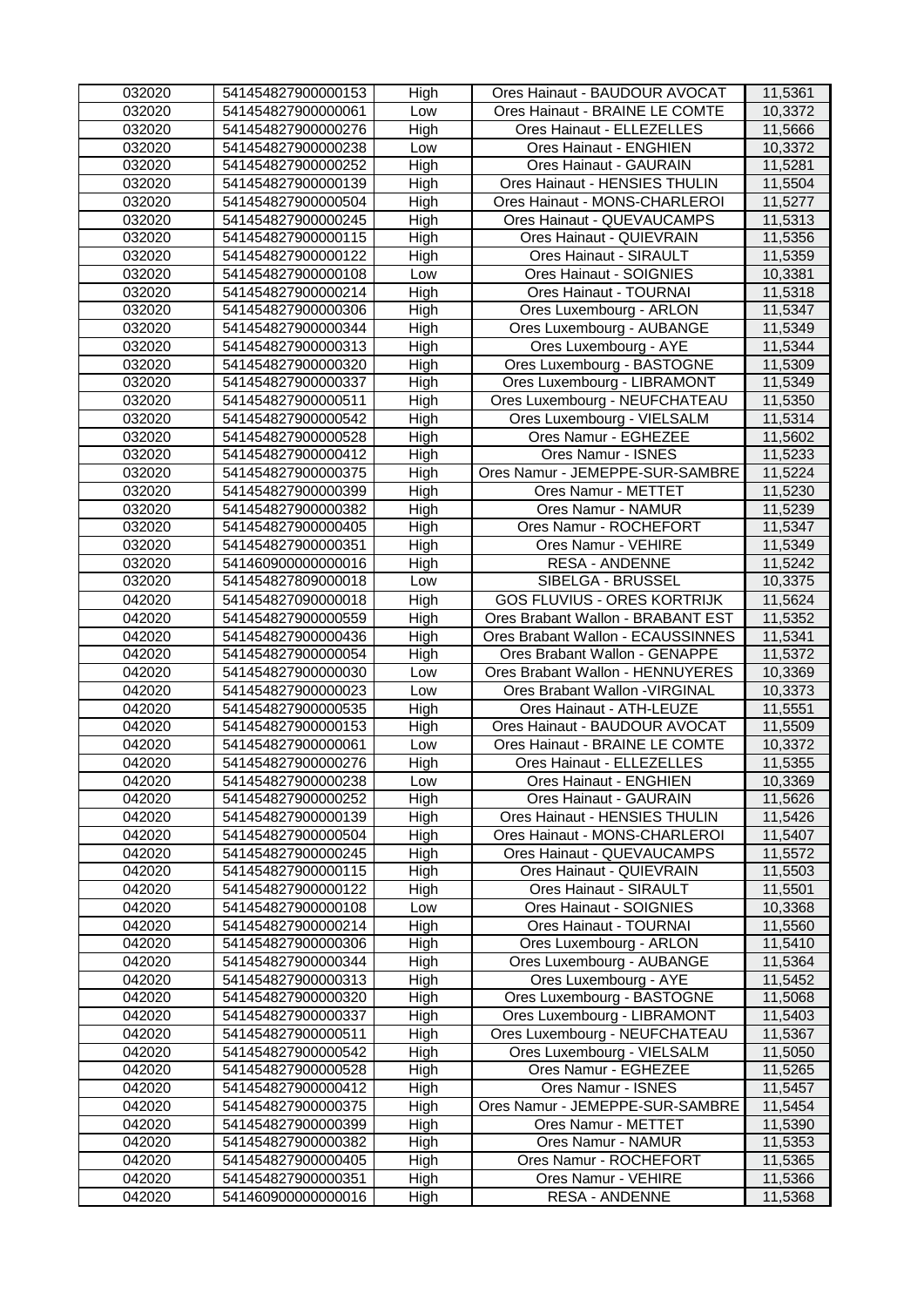| 032020 | 541454827900000153 | High | Ores Hainaut - BAUDOUR AVOCAT | 11,5361 |
|---|---|---|---|---|
| 032020 | 541454827900000061 | Low | Ores Hainaut - BRAINE LE COMTE | 10,3372 |
| 032020 | 541454827900000276 | High | Ores Hainaut - ELLEZELLES | 11,5666 |
| 032020 | 541454827900000238 | Low | Ores Hainaut - ENGHIEN | 10,3372 |
| 032020 | 541454827900000252 | High | Ores Hainaut - GAURAIN | 11,5281 |
| 032020 | 541454827900000139 | High | Ores Hainaut - HENSIES THULIN | 11,5504 |
| 032020 | 541454827900000504 | High | Ores Hainaut - MONS-CHARLEROI | 11,5277 |
| 032020 | 541454827900000245 | High | Ores Hainaut - QUEVAUCAMPS | 11,5313 |
| 032020 | 541454827900000115 | High | Ores Hainaut - QUIEVRAIN | 11,5356 |
| 032020 | 541454827900000122 | High | Ores Hainaut - SIRAULT | 11,5359 |
| 032020 | 541454827900000108 | Low | Ores Hainaut - SOIGNIES | 10,3381 |
| 032020 | 541454827900000214 | High | Ores Hainaut - TOURNAI | 11,5318 |
| 032020 | 541454827900000306 | High | Ores Luxembourg - ARLON | 11,5347 |
| 032020 | 541454827900000344 | High | Ores Luxembourg - AUBANGE | 11,5349 |
| 032020 | 541454827900000313 | High | Ores Luxembourg - AYE | 11,5344 |
| 032020 | 541454827900000320 | High | Ores Luxembourg - BASTOGNE | 11,5309 |
| 032020 | 541454827900000337 | High | Ores Luxembourg - LIBRAMONT | 11,5349 |
| 032020 | 541454827900000511 | High | Ores Luxembourg - NEUFCHATEAU | 11,5350 |
| 032020 | 541454827900000542 | High | Ores Luxembourg - VIELSALM | 11,5314 |
| 032020 | 541454827900000528 | High | Ores Namur - EGHEZEE | 11,5602 |
| 032020 | 541454827900000412 | High | Ores Namur - ISNES | 11,5233 |
| 032020 | 541454827900000375 | High | Ores Namur - JEMEPPE-SUR-SAMBRE | 11,5224 |
| 032020 | 541454827900000399 | High | Ores Namur - METTET | 11,5230 |
| 032020 | 541454827900000382 | High | Ores Namur - NAMUR | 11,5239 |
| 032020 | 541454827900000405 | High | Ores Namur - ROCHEFORT | 11,5347 |
| 032020 | 541454827900000351 | High | Ores Namur - VEHIRE | 11,5349 |
| 032020 | 541460900000000016 | High | RESA - ANDENNE | 11,5242 |
| 032020 | 541454827809000018 | Low | SIBELGA - BRUSSEL | 10,3375 |
| 042020 | 541454827090000018 | High | GOS FLUVIUS - ORES KORTRIJK | 11,5624 |
| 042020 | 541454827900000559 | High | Ores Brabant Wallon - BRABANT EST | 11,5352 |
| 042020 | 541454827900000436 | High | Ores Brabant Wallon - ECAUSSINNES | 11,5341 |
| 042020 | 541454827900000054 | High | Ores Brabant Wallon - GENAPPE | 11,5372 |
| 042020 | 541454827900000030 | Low | Ores Brabant Wallon - HENNUYERES | 10,3369 |
| 042020 | 541454827900000023 | Low | Ores Brabant Wallon -VIRGINAL | 10,3373 |
| 042020 | 541454827900000535 | High | Ores Hainaut - ATH-LEUZE | 11,5551 |
| 042020 | 541454827900000153 | High | Ores Hainaut - BAUDOUR AVOCAT | 11,5509 |
| 042020 | 541454827900000061 | Low | Ores Hainaut - BRAINE LE COMTE | 10,3372 |
| 042020 | 541454827900000276 | High | Ores Hainaut - ELLEZELLES | 11,5355 |
| 042020 | 541454827900000238 | Low | Ores Hainaut - ENGHIEN | 10,3369 |
| 042020 | 541454827900000252 | High | Ores Hainaut - GAURAIN | 11,5626 |
| 042020 | 541454827900000139 | High | Ores Hainaut - HENSIES THULIN | 11,5426 |
| 042020 | 541454827900000504 | High | Ores Hainaut - MONS-CHARLEROI | 11,5407 |
| 042020 | 541454827900000245 | High | Ores Hainaut - QUEVAUCAMPS | 11,5572 |
| 042020 | 541454827900000115 | High | Ores Hainaut - QUIEVRAIN | 11,5503 |
| 042020 | 541454827900000122 | High | Ores Hainaut - SIRAULT | 11,5501 |
| 042020 | 541454827900000108 | Low | Ores Hainaut - SOIGNIES | 10,3368 |
| 042020 | 541454827900000214 | High | Ores Hainaut - TOURNAI | 11,5560 |
| 042020 | 541454827900000306 | High | Ores Luxembourg - ARLON | 11,5410 |
| 042020 | 541454827900000344 | High | Ores Luxembourg - AUBANGE | 11,5364 |
| 042020 | 541454827900000313 | High | Ores Luxembourg - AYE | 11,5452 |
| 042020 | 541454827900000320 | High | Ores Luxembourg - BASTOGNE | 11,5068 |
| 042020 | 541454827900000337 | High | Ores Luxembourg - LIBRAMONT | 11,5403 |
| 042020 | 541454827900000511 | High | Ores Luxembourg - NEUFCHATEAU | 11,5367 |
| 042020 | 541454827900000542 | High | Ores Luxembourg - VIELSALM | 11,5050 |
| 042020 | 541454827900000528 | High | Ores Namur - EGHEZEE | 11,5265 |
| 042020 | 541454827900000412 | High | Ores Namur - ISNES | 11,5457 |
| 042020 | 541454827900000375 | High | Ores Namur - JEMEPPE-SUR-SAMBRE | 11,5454 |
| 042020 | 541454827900000399 | High | Ores Namur - METTET | 11,5390 |
| 042020 | 541454827900000382 | High | Ores Namur - NAMUR | 11,5353 |
| 042020 | 541454827900000405 | High | Ores Namur - ROCHEFORT | 11,5365 |
| 042020 | 541454827900000351 | High | Ores Namur - VEHIRE | 11,5366 |
| 042020 | 541460900000000016 | High | RESA - ANDENNE | 11,5368 |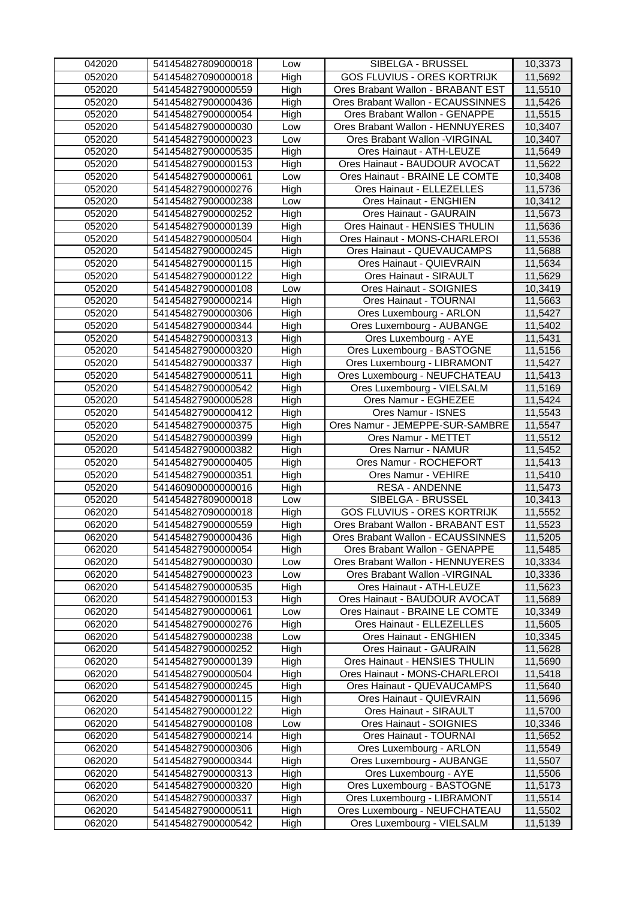| 042020 | 541454827809000018 | Low | SIBELGA - BRUSSEL | 10,3373 |
|---|---|---|---|---|
| 052020 | 541454827090000018 | High | GOS FLUVIUS - ORES KORTRIJK | 11,5692 |
| 052020 | 541454827900000559 | High | Ores Brabant Wallon - BRABANT EST | 11,5510 |
| 052020 | 541454827900000436 | High | Ores Brabant Wallon - ECAUSSINNES | 11,5426 |
| 052020 | 541454827900000054 | High | Ores Brabant Wallon - GENAPPE | 11,5515 |
| 052020 | 541454827900000030 | Low | Ores Brabant Wallon - HENNUYERES | 10,3407 |
| 052020 | 541454827900000023 | Low | Ores Brabant Wallon -VIRGINAL | 10,3407 |
| 052020 | 541454827900000535 | High | Ores Hainaut - ATH-LEUZE | 11,5649 |
| 052020 | 541454827900000153 | High | Ores Hainaut - BAUDOUR AVOCAT | 11,5622 |
| 052020 | 541454827900000061 | Low | Ores Hainaut - BRAINE LE COMTE | 10,3408 |
| 052020 | 541454827900000276 | High | Ores Hainaut - ELLEZELLES | 11,5736 |
| 052020 | 541454827900000238 | Low | Ores Hainaut - ENGHIEN | 10,3412 |
| 052020 | 541454827900000252 | High | Ores Hainaut - GAURAIN | 11,5673 |
| 052020 | 541454827900000139 | High | Ores Hainaut - HENSIES THULIN | 11,5636 |
| 052020 | 541454827900000504 | High | Ores Hainaut - MONS-CHARLEROI | 11,5536 |
| 052020 | 541454827900000245 | High | Ores Hainaut - QUEVAUCAMPS | 11,5688 |
| 052020 | 541454827900000115 | High | Ores Hainaut - QUIEVRAIN | 11,5634 |
| 052020 | 541454827900000122 | High | Ores Hainaut - SIRAULT | 11,5629 |
| 052020 | 541454827900000108 | Low | Ores Hainaut - SOIGNIES | 10,3419 |
| 052020 | 541454827900000214 | High | Ores Hainaut - TOURNAI | 11,5663 |
| 052020 | 541454827900000306 | High | Ores Luxembourg - ARLON | 11,5427 |
| 052020 | 541454827900000344 | High | Ores Luxembourg - AUBANGE | 11,5402 |
| 052020 | 541454827900000313 | High | Ores Luxembourg - AYE | 11,5431 |
| 052020 | 541454827900000320 | High | Ores Luxembourg - BASTOGNE | 11,5156 |
| 052020 | 541454827900000337 | High | Ores Luxembourg - LIBRAMONT | 11,5427 |
| 052020 | 541454827900000511 | High | Ores Luxembourg - NEUFCHATEAU | 11,5413 |
| 052020 | 541454827900000542 | High | Ores Luxembourg - VIELSALM | 11,5169 |
| 052020 | 541454827900000528 | High | Ores Namur - EGHEZEE | 11,5424 |
| 052020 | 541454827900000412 | High | Ores Namur - ISNES | 11,5543 |
| 052020 | 541454827900000375 | High | Ores Namur - JEMEPPE-SUR-SAMBRE | 11,5547 |
| 052020 | 541454827900000399 | High | Ores Namur - METTET | 11,5512 |
| 052020 | 541454827900000382 | High | Ores Namur - NAMUR | 11,5452 |
| 052020 | 541454827900000405 | High | Ores Namur - ROCHEFORT | 11,5413 |
| 052020 | 541454827900000351 | High | Ores Namur - VEHIRE | 11,5410 |
| 052020 | 541460900000000016 | High | RESA - ANDENNE | 11,5473 |
| 052020 | 541454827809000018 | Low | SIBELGA - BRUSSEL | 10,3413 |
| 062020 | 541454827090000018 | High | GOS FLUVIUS - ORES KORTRIJK | 11,5552 |
| 062020 | 541454827900000559 | High | Ores Brabant Wallon - BRABANT EST | 11,5523 |
| 062020 | 541454827900000436 | High | Ores Brabant Wallon - ECAUSSINNES | 11,5205 |
| 062020 | 541454827900000054 | High | Ores Brabant Wallon - GENAPPE | 11,5485 |
| 062020 | 541454827900000030 | Low | Ores Brabant Wallon - HENNUYERES | 10,3334 |
| 062020 | 541454827900000023 | Low | Ores Brabant Wallon -VIRGINAL | 10,3336 |
| 062020 | 541454827900000535 | High | Ores Hainaut - ATH-LEUZE | 11,5623 |
| 062020 | 541454827900000153 | High | Ores Hainaut - BAUDOUR AVOCAT | 11,5689 |
| 062020 | 541454827900000061 | Low | Ores Hainaut - BRAINE LE COMTE | 10,3349 |
| 062020 | 541454827900000276 | High | Ores Hainaut - ELLEZELLES | 11,5605 |
| 062020 | 541454827900000238 | Low | Ores Hainaut - ENGHIEN | 10,3345 |
| 062020 | 541454827900000252 | High | Ores Hainaut - GAURAIN | 11,5628 |
| 062020 | 541454827900000139 | High | Ores Hainaut - HENSIES THULIN | 11,5690 |
| 062020 | 541454827900000504 | High | Ores Hainaut - MONS-CHARLEROI | 11,5418 |
| 062020 | 541454827900000245 | High | Ores Hainaut - QUEVAUCAMPS | 11,5640 |
| 062020 | 541454827900000115 | High | Ores Hainaut - QUIEVRAIN | 11,5696 |
| 062020 | 541454827900000122 | High | Ores Hainaut - SIRAULT | 11,5700 |
| 062020 | 541454827900000108 | Low | Ores Hainaut - SOIGNIES | 10,3346 |
| 062020 | 541454827900000214 | High | Ores Hainaut - TOURNAI | 11,5652 |
| 062020 | 541454827900000306 | High | Ores Luxembourg - ARLON | 11,5549 |
| 062020 | 541454827900000344 | High | Ores Luxembourg - AUBANGE | 11,5507 |
| 062020 | 541454827900000313 | High | Ores Luxembourg - AYE | 11,5506 |
| 062020 | 541454827900000320 | High | Ores Luxembourg - BASTOGNE | 11,5173 |
| 062020 | 541454827900000337 | High | Ores Luxembourg - LIBRAMONT | 11,5514 |
| 062020 | 541454827900000511 | High | Ores Luxembourg - NEUFCHATEAU | 11,5502 |
| 062020 | 541454827900000542 | High | Ores Luxembourg - VIELSALM | 11,5139 |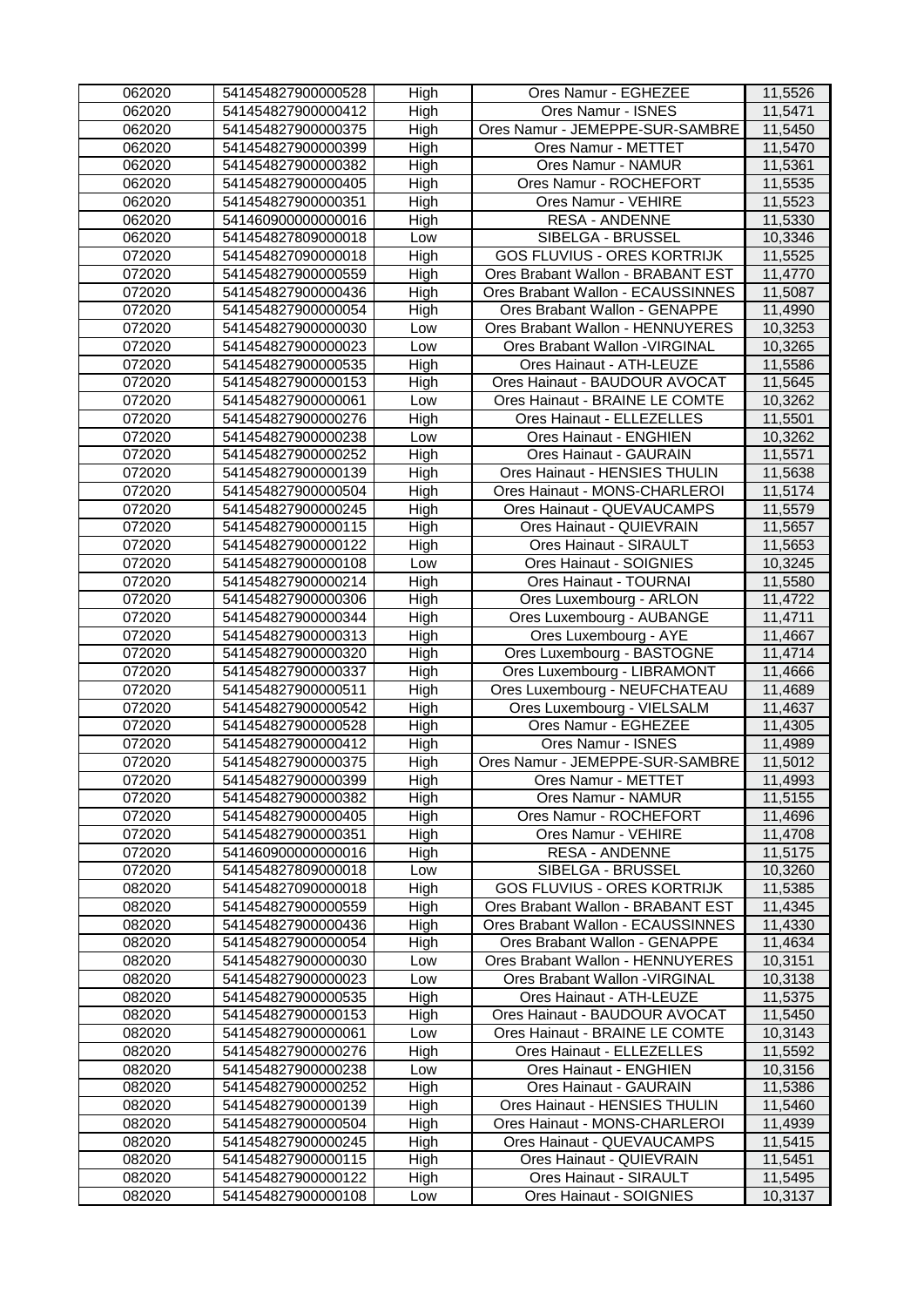| 062020 | 541454827900000528 | High | Ores Namur - EGHEZEE | 11,5526 |
|---|---|---|---|---|
| 062020 | 541454827900000412 | High | Ores Namur - ISNES | 11,5471 |
| 062020 | 541454827900000375 | High | Ores Namur - JEMEPPE-SUR-SAMBRE | 11,5450 |
| 062020 | 541454827900000399 | High | Ores Namur - METTET | 11,5470 |
| 062020 | 541454827900000382 | High | Ores Namur - NAMUR | 11,5361 |
| 062020 | 541454827900000405 | High | Ores Namur - ROCHEFORT | 11,5535 |
| 062020 | 541454827900000351 | High | Ores Namur - VEHIRE | 11,5523 |
| 062020 | 541460900000000016 | High | RESA - ANDENNE | 11,5330 |
| 062020 | 541454827809000018 | Low | SIBELGA - BRUSSEL | 10,3346 |
| 072020 | 541454827090000018 | High | GOS FLUVIUS - ORES KORTRIJK | 11,5525 |
| 072020 | 541454827900000559 | High | Ores Brabant Wallon - BRABANT EST | 11,4770 |
| 072020 | 541454827900000436 | High | Ores Brabant Wallon - ECAUSSINNES | 11,5087 |
| 072020 | 541454827900000054 | High | Ores Brabant Wallon - GENAPPE | 11,4990 |
| 072020 | 541454827900000030 | Low | Ores Brabant Wallon - HENNUYERES | 10,3253 |
| 072020 | 541454827900000023 | Low | Ores Brabant Wallon -VIRGINAL | 10,3265 |
| 072020 | 541454827900000535 | High | Ores Hainaut - ATH-LEUZE | 11,5586 |
| 072020 | 541454827900000153 | High | Ores Hainaut - BAUDOUR AVOCAT | 11,5645 |
| 072020 | 541454827900000061 | Low | Ores Hainaut - BRAINE LE COMTE | 10,3262 |
| 072020 | 541454827900000276 | High | Ores Hainaut - ELLEZELLES | 11,5501 |
| 072020 | 541454827900000238 | Low | Ores Hainaut - ENGHIEN | 10,3262 |
| 072020 | 541454827900000252 | High | Ores Hainaut - GAURAIN | 11,5571 |
| 072020 | 541454827900000139 | High | Ores Hainaut - HENSIES THULIN | 11,5638 |
| 072020 | 541454827900000504 | High | Ores Hainaut - MONS-CHARLEROI | 11,5174 |
| 072020 | 541454827900000245 | High | Ores Hainaut - QUEVAUCAMPS | 11,5579 |
| 072020 | 541454827900000115 | High | Ores Hainaut - QUIEVRAIN | 11,5657 |
| 072020 | 541454827900000122 | High | Ores Hainaut - SIRAULT | 11,5653 |
| 072020 | 541454827900000108 | Low | Ores Hainaut - SOIGNIES | 10,3245 |
| 072020 | 541454827900000214 | High | Ores Hainaut - TOURNAI | 11,5580 |
| 072020 | 541454827900000306 | High | Ores Luxembourg - ARLON | 11,4722 |
| 072020 | 541454827900000344 | High | Ores Luxembourg - AUBANGE | 11,4711 |
| 072020 | 541454827900000313 | High | Ores Luxembourg - AYE | 11,4667 |
| 072020 | 541454827900000320 | High | Ores Luxembourg - BASTOGNE | 11,4714 |
| 072020 | 541454827900000337 | High | Ores Luxembourg - LIBRAMONT | 11,4666 |
| 072020 | 541454827900000511 | High | Ores Luxembourg - NEUFCHATEAU | 11,4689 |
| 072020 | 541454827900000542 | High | Ores Luxembourg - VIELSALM | 11,4637 |
| 072020 | 541454827900000528 | High | Ores Namur - EGHEZEE | 11,4305 |
| 072020 | 541454827900000412 | High | Ores Namur - ISNES | 11,4989 |
| 072020 | 541454827900000375 | High | Ores Namur - JEMEPPE-SUR-SAMBRE | 11,5012 |
| 072020 | 541454827900000399 | High | Ores Namur - METTET | 11,4993 |
| 072020 | 541454827900000382 | High | Ores Namur - NAMUR | 11,5155 |
| 072020 | 541454827900000405 | High | Ores Namur - ROCHEFORT | 11,4696 |
| 072020 | 541454827900000351 | High | Ores Namur - VEHIRE | 11,4708 |
| 072020 | 541460900000000016 | High | RESA - ANDENNE | 11,5175 |
| 072020 | 541454827809000018 | Low | SIBELGA - BRUSSEL | 10,3260 |
| 082020 | 541454827090000018 | High | GOS FLUVIUS - ORES KORTRIJK | 11,5385 |
| 082020 | 541454827900000559 | High | Ores Brabant Wallon - BRABANT EST | 11,4345 |
| 082020 | 541454827900000436 | High | Ores Brabant Wallon - ECAUSSINNES | 11,4330 |
| 082020 | 541454827900000054 | High | Ores Brabant Wallon - GENAPPE | 11,4634 |
| 082020 | 541454827900000030 | Low | Ores Brabant Wallon - HENNUYERES | 10,3151 |
| 082020 | 541454827900000023 | Low | Ores Brabant Wallon -VIRGINAL | 10,3138 |
| 082020 | 541454827900000535 | High | Ores Hainaut - ATH-LEUZE | 11,5375 |
| 082020 | 541454827900000153 | High | Ores Hainaut - BAUDOUR AVOCAT | 11,5450 |
| 082020 | 541454827900000061 | Low | Ores Hainaut - BRAINE LE COMTE | 10,3143 |
| 082020 | 541454827900000276 | High | Ores Hainaut - ELLEZELLES | 11,5592 |
| 082020 | 541454827900000238 | Low | Ores Hainaut - ENGHIEN | 10,3156 |
| 082020 | 541454827900000252 | High | Ores Hainaut - GAURAIN | 11,5386 |
| 082020 | 541454827900000139 | High | Ores Hainaut - HENSIES THULIN | 11,5460 |
| 082020 | 541454827900000504 | High | Ores Hainaut - MONS-CHARLEROI | 11,4939 |
| 082020 | 541454827900000245 | High | Ores Hainaut - QUEVAUCAMPS | 11,5415 |
| 082020 | 541454827900000115 | High | Ores Hainaut - QUIEVRAIN | 11,5451 |
| 082020 | 541454827900000122 | High | Ores Hainaut - SIRAULT | 11,5495 |
| 082020 | 541454827900000108 | Low | Ores Hainaut - SOIGNIES | 10,3137 |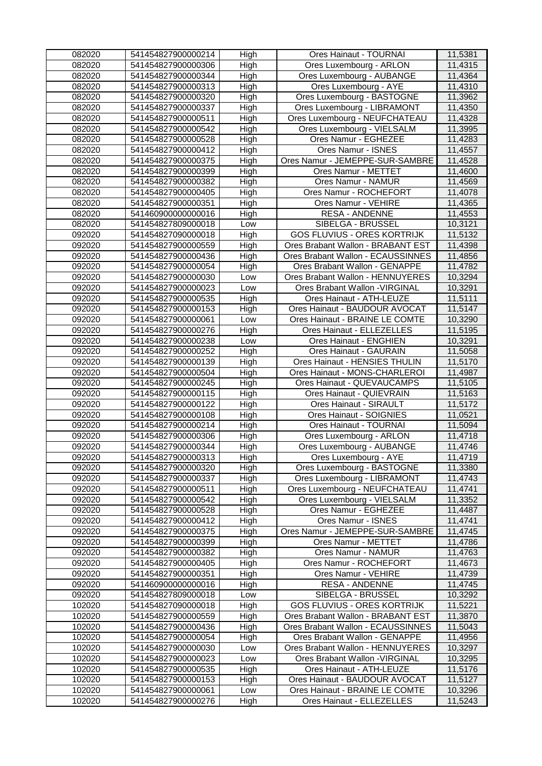| 082020 | 541454827900000214 | High | Ores Hainaut - TOURNAI | 11,5381 |
|---|---|---|---|---|
| 082020 | 541454827900000306 | High | Ores Luxembourg - ARLON | 11,4315 |
| 082020 | 541454827900000344 | High | Ores Luxembourg - AUBANGE | 11,4364 |
| 082020 | 541454827900000313 | High | Ores Luxembourg - AYE | 11,4310 |
| 082020 | 541454827900000320 | High | Ores Luxembourg - BASTOGNE | 11,3962 |
| 082020 | 541454827900000337 | High | Ores Luxembourg - LIBRAMONT | 11,4350 |
| 082020 | 541454827900000511 | High | Ores Luxembourg - NEUFCHATEAU | 11,4328 |
| 082020 | 541454827900000542 | High | Ores Luxembourg - VIELSALM | 11,3995 |
| 082020 | 541454827900000528 | High | Ores Namur - EGHEZEE | 11,4283 |
| 082020 | 541454827900000412 | High | Ores Namur - ISNES | 11,4557 |
| 082020 | 541454827900000375 | High | Ores Namur - JEMEPPE-SUR-SAMBRE | 11,4528 |
| 082020 | 541454827900000399 | High | Ores Namur - METTET | 11,4600 |
| 082020 | 541454827900000382 | High | Ores Namur - NAMUR | 11,4569 |
| 082020 | 541454827900000405 | High | Ores Namur - ROCHEFORT | 11,4078 |
| 082020 | 541454827900000351 | High | Ores Namur - VEHIRE | 11,4365 |
| 082020 | 541460900000000016 | High | RESA - ANDENNE | 11,4553 |
| 082020 | 541454827809000018 | Low | SIBELGA - BRUSSEL | 10,3121 |
| 092020 | 541454827090000018 | High | GOS FLUVIUS - ORES KORTRIJK | 11,5132 |
| 092020 | 541454827900000559 | High | Ores Brabant Wallon - BRABANT EST | 11,4398 |
| 092020 | 541454827900000436 | High | Ores Brabant Wallon - ECAUSSINNES | 11,4856 |
| 092020 | 541454827900000054 | High | Ores Brabant Wallon - GENAPPE | 11,4782 |
| 092020 | 541454827900000030 | Low | Ores Brabant Wallon - HENNUYERES | 10,3294 |
| 092020 | 541454827900000023 | Low | Ores Brabant Wallon -VIRGINAL | 10,3291 |
| 092020 | 541454827900000535 | High | Ores Hainaut - ATH-LEUZE | 11,5111 |
| 092020 | 541454827900000153 | High | Ores Hainaut - BAUDOUR AVOCAT | 11,5147 |
| 092020 | 541454827900000061 | Low | Ores Hainaut - BRAINE LE COMTE | 10,3290 |
| 092020 | 541454827900000276 | High | Ores Hainaut - ELLEZELLES | 11,5195 |
| 092020 | 541454827900000238 | Low | Ores Hainaut - ENGHIEN | 10,3291 |
| 092020 | 541454827900000252 | High | Ores Hainaut - GAURAIN | 11,5058 |
| 092020 | 541454827900000139 | High | Ores Hainaut - HENSIES THULIN | 11,5170 |
| 092020 | 541454827900000504 | High | Ores Hainaut - MONS-CHARLEROI | 11,4987 |
| 092020 | 541454827900000245 | High | Ores Hainaut - QUEVAUCAMPS | 11,5105 |
| 092020 | 541454827900000115 | High | Ores Hainaut - QUIEVRAIN | 11,5163 |
| 092020 | 541454827900000122 | High | Ores Hainaut - SIRAULT | 11,5172 |
| 092020 | 541454827900000108 | High | Ores Hainaut - SOIGNIES | 11,0521 |
| 092020 | 541454827900000214 | High | Ores Hainaut - TOURNAI | 11,5094 |
| 092020 | 541454827900000306 | High | Ores Luxembourg - ARLON | 11,4718 |
| 092020 | 541454827900000344 | High | Ores Luxembourg - AUBANGE | 11,4746 |
| 092020 | 541454827900000313 | High | Ores Luxembourg - AYE | 11,4719 |
| 092020 | 541454827900000320 | High | Ores Luxembourg - BASTOGNE | 11,3380 |
| 092020 | 541454827900000337 | High | Ores Luxembourg - LIBRAMONT | 11,4743 |
| 092020 | 541454827900000511 | High | Ores Luxembourg - NEUFCHATEAU | 11,4741 |
| 092020 | 541454827900000542 | High | Ores Luxembourg - VIELSALM | 11,3352 |
| 092020 | 541454827900000528 | High | Ores Namur - EGHEZEE | 11,4487 |
| 092020 | 541454827900000412 | High | Ores Namur - ISNES | 11,4741 |
| 092020 | 541454827900000375 | High | Ores Namur - JEMEPPE-SUR-SAMBRE | 11,4745 |
| 092020 | 541454827900000399 | High | Ores Namur - METTET | 11,4786 |
| 092020 | 541454827900000382 | High | Ores Namur - NAMUR | 11,4763 |
| 092020 | 541454827900000405 | High | Ores Namur - ROCHEFORT | 11,4673 |
| 092020 | 541454827900000351 | High | Ores Namur - VEHIRE | 11,4739 |
| 092020 | 541460900000000016 | High | RESA - ANDENNE | 11,4745 |
| 092020 | 541454827809000018 | Low | SIBELGA - BRUSSEL | 10,3292 |
| 102020 | 541454827090000018 | High | GOS FLUVIUS - ORES KORTRIJK | 11,5221 |
| 102020 | 541454827900000559 | High | Ores Brabant Wallon - BRABANT EST | 11,3870 |
| 102020 | 541454827900000436 | High | Ores Brabant Wallon - ECAUSSINNES | 11,5043 |
| 102020 | 541454827900000054 | High | Ores Brabant Wallon - GENAPPE | 11,4956 |
| 102020 | 541454827900000030 | Low | Ores Brabant Wallon - HENNUYERES | 10,3297 |
| 102020 | 541454827900000023 | Low | Ores Brabant Wallon -VIRGINAL | 10,3295 |
| 102020 | 541454827900000535 | High | Ores Hainaut - ATH-LEUZE | 11,5176 |
| 102020 | 541454827900000153 | High | Ores Hainaut - BAUDOUR AVOCAT | 11,5127 |
| 102020 | 541454827900000061 | Low | Ores Hainaut - BRAINE LE COMTE | 10,3296 |
| 102020 | 541454827900000276 | High | Ores Hainaut - ELLEZELLES | 11,5243 |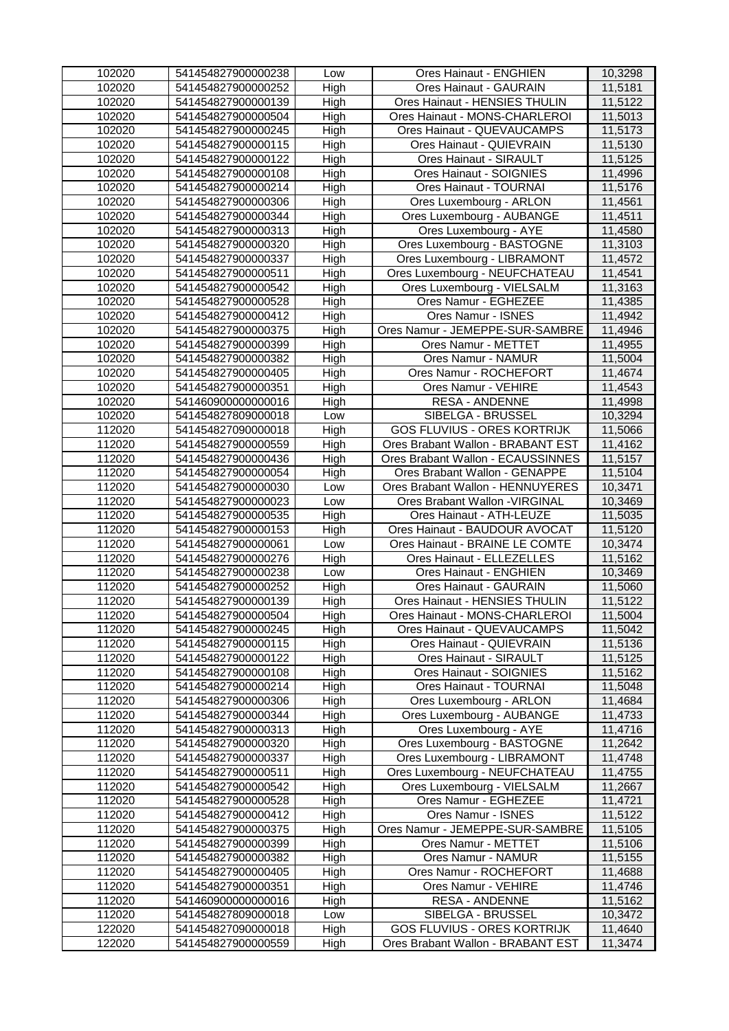| 102020 | 541454827900000238 | Low | Ores Hainaut - ENGHIEN | 10,3298 |
|---|---|---|---|---|
| 102020 | 541454827900000252 | High | Ores Hainaut - GAURAIN | 11,5181 |
| 102020 | 541454827900000139 | High | Ores Hainaut - HENSIES THULIN | 11,5122 |
| 102020 | 541454827900000504 | High | Ores Hainaut - MONS-CHARLEROI | 11,5013 |
| 102020 | 541454827900000245 | High | Ores Hainaut - QUEVAUCAMPS | 11,5173 |
| 102020 | 541454827900000115 | High | Ores Hainaut - QUIEVRAIN | 11,5130 |
| 102020 | 541454827900000122 | High | Ores Hainaut - SIRAULT | 11,5125 |
| 102020 | 541454827900000108 | High | Ores Hainaut - SOIGNIES | 11,4996 |
| 102020 | 541454827900000214 | High | Ores Hainaut - TOURNAI | 11,5176 |
| 102020 | 541454827900000306 | High | Ores Luxembourg - ARLON | 11,4561 |
| 102020 | 541454827900000344 | High | Ores Luxembourg - AUBANGE | 11,4511 |
| 102020 | 541454827900000313 | High | Ores Luxembourg - AYE | 11,4580 |
| 102020 | 541454827900000320 | High | Ores Luxembourg - BASTOGNE | 11,3103 |
| 102020 | 541454827900000337 | High | Ores Luxembourg - LIBRAMONT | 11,4572 |
| 102020 | 541454827900000511 | High | Ores Luxembourg - NEUFCHATEAU | 11,4541 |
| 102020 | 541454827900000542 | High | Ores Luxembourg - VIELSALM | 11,3163 |
| 102020 | 541454827900000528 | High | Ores Namur - EGHEZEE | 11,4385 |
| 102020 | 541454827900000412 | High | Ores Namur - ISNES | 11,4942 |
| 102020 | 541454827900000375 | High | Ores Namur - JEMEPPE-SUR-SAMBRE | 11,4946 |
| 102020 | 541454827900000399 | High | Ores Namur - METTET | 11,4955 |
| 102020 | 541454827900000382 | High | Ores Namur - NAMUR | 11,5004 |
| 102020 | 541454827900000405 | High | Ores Namur - ROCHEFORT | 11,4674 |
| 102020 | 541454827900000351 | High | Ores Namur - VEHIRE | 11,4543 |
| 102020 | 541460900000000016 | High | RESA - ANDENNE | 11,4998 |
| 102020 | 541454827809000018 | Low | SIBELGA - BRUSSEL | 10,3294 |
| 112020 | 541454827090000018 | High | GOS FLUVIUS - ORES KORTRIJK | 11,5066 |
| 112020 | 541454827900000559 | High | Ores Brabant Wallon - BRABANT EST | 11,4162 |
| 112020 | 541454827900000436 | High | Ores Brabant Wallon - ECAUSSINNES | 11,5157 |
| 112020 | 541454827900000054 | High | Ores Brabant Wallon - GENAPPE | 11,5104 |
| 112020 | 541454827900000030 | Low | Ores Brabant Wallon - HENNUYERES | 10,3471 |
| 112020 | 541454827900000023 | Low | Ores Brabant Wallon -VIRGINAL | 10,3469 |
| 112020 | 541454827900000535 | High | Ores Hainaut - ATH-LEUZE | 11,5035 |
| 112020 | 541454827900000153 | High | Ores Hainaut - BAUDOUR AVOCAT | 11,5120 |
| 112020 | 541454827900000061 | Low | Ores Hainaut - BRAINE LE COMTE | 10,3474 |
| 112020 | 541454827900000276 | High | Ores Hainaut - ELLEZELLES | 11,5162 |
| 112020 | 541454827900000238 | Low | Ores Hainaut - ENGHIEN | 10,3469 |
| 112020 | 541454827900000252 | High | Ores Hainaut - GAURAIN | 11,5060 |
| 112020 | 541454827900000139 | High | Ores Hainaut - HENSIES THULIN | 11,5122 |
| 112020 | 541454827900000504 | High | Ores Hainaut - MONS-CHARLEROI | 11,5004 |
| 112020 | 541454827900000245 | High | Ores Hainaut - QUEVAUCAMPS | 11,5042 |
| 112020 | 541454827900000115 | High | Ores Hainaut - QUIEVRAIN | 11,5136 |
| 112020 | 541454827900000122 | High | Ores Hainaut - SIRAULT | 11,5125 |
| 112020 | 541454827900000108 | High | Ores Hainaut - SOIGNIES | 11,5162 |
| 112020 | 541454827900000214 | High | Ores Hainaut - TOURNAI | 11,5048 |
| 112020 | 541454827900000306 | High | Ores Luxembourg - ARLON | 11,4684 |
| 112020 | 541454827900000344 | High | Ores Luxembourg - AUBANGE | 11,4733 |
| 112020 | 541454827900000313 | High | Ores Luxembourg - AYE | 11,4716 |
| 112020 | 541454827900000320 | High | Ores Luxembourg - BASTOGNE | 11,2642 |
| 112020 | 541454827900000337 | High | Ores Luxembourg - LIBRAMONT | 11,4748 |
| 112020 | 541454827900000511 | High | Ores Luxembourg - NEUFCHATEAU | 11,4755 |
| 112020 | 541454827900000542 | High | Ores Luxembourg - VIELSALM | 11,2667 |
| 112020 | 541454827900000528 | High | Ores Namur - EGHEZEE | 11,4721 |
| 112020 | 541454827900000412 | High | Ores Namur - ISNES | 11,5122 |
| 112020 | 541454827900000375 | High | Ores Namur - JEMEPPE-SUR-SAMBRE | 11,5105 |
| 112020 | 541454827900000399 | High | Ores Namur - METTET | 11,5106 |
| 112020 | 541454827900000382 | High | Ores Namur - NAMUR | 11,5155 |
| 112020 | 541454827900000405 | High | Ores Namur - ROCHEFORT | 11,4688 |
| 112020 | 541454827900000351 | High | Ores Namur - VEHIRE | 11,4746 |
| 112020 | 541460900000000016 | High | RESA - ANDENNE | 11,5162 |
| 112020 | 541454827809000018 | Low | SIBELGA - BRUSSEL | 10,3472 |
| 122020 | 541454827090000018 | High | GOS FLUVIUS - ORES KORTRIJK | 11,4640 |
| 122020 | 541454827900000559 | High | Ores Brabant Wallon - BRABANT EST | 11,3474 |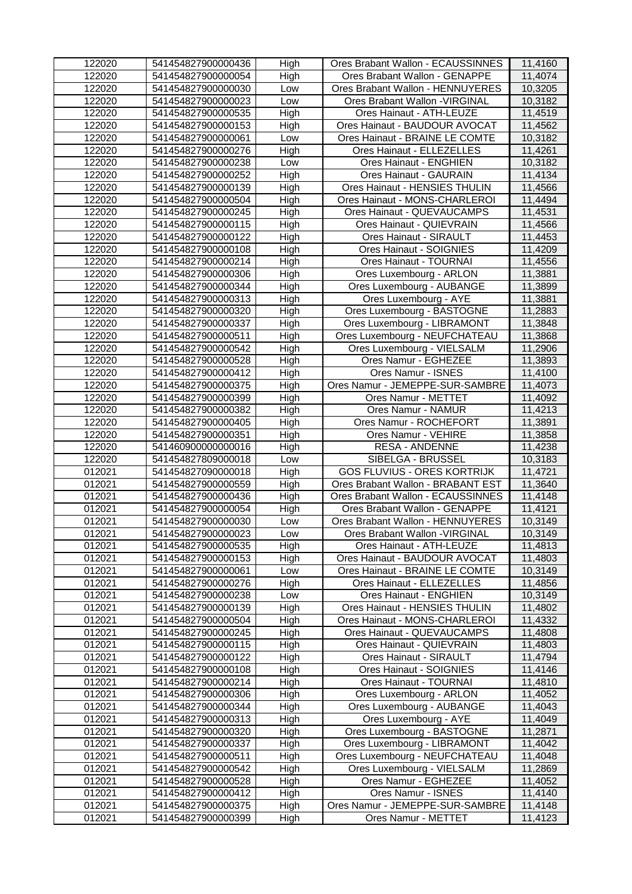| 122020 | 541454827900000436 | High | Ores Brabant Wallon - ECAUSSINNES | 11,4160 |
|---|---|---|---|---|
| 122020 | 541454827900000054 | High | Ores Brabant Wallon - GENAPPE | 11,4074 |
| 122020 | 541454827900000030 | Low | Ores Brabant Wallon - HENNUYERES | 10,3205 |
| 122020 | 541454827900000023 | Low | Ores Brabant Wallon -VIRGINAL | 10,3182 |
| 122020 | 541454827900000535 | High | Ores Hainaut - ATH-LEUZE | 11,4519 |
| 122020 | 541454827900000153 | High | Ores Hainaut - BAUDOUR AVOCAT | 11,4562 |
| 122020 | 541454827900000061 | Low | Ores Hainaut - BRAINE LE COMTE | 10,3182 |
| 122020 | 541454827900000276 | High | Ores Hainaut - ELLEZELLES | 11,4261 |
| 122020 | 541454827900000238 | Low | Ores Hainaut - ENGHIEN | 10,3182 |
| 122020 | 541454827900000252 | High | Ores Hainaut - GAURAIN | 11,4134 |
| 122020 | 541454827900000139 | High | Ores Hainaut - HENSIES THULIN | 11,4566 |
| 122020 | 541454827900000504 | High | Ores Hainaut - MONS-CHARLEROI | 11,4494 |
| 122020 | 541454827900000245 | High | Ores Hainaut - QUEVAUCAMPS | 11,4531 |
| 122020 | 541454827900000115 | High | Ores Hainaut - QUIEVRAIN | 11,4566 |
| 122020 | 541454827900000122 | High | Ores Hainaut - SIRAULT | 11,4453 |
| 122020 | 541454827900000108 | High | Ores Hainaut - SOIGNIES | 11,4209 |
| 122020 | 541454827900000214 | High | Ores Hainaut - TOURNAI | 11,4556 |
| 122020 | 541454827900000306 | High | Ores Luxembourg - ARLON | 11,3881 |
| 122020 | 541454827900000344 | High | Ores Luxembourg - AUBANGE | 11,3899 |
| 122020 | 541454827900000313 | High | Ores Luxembourg - AYE | 11,3881 |
| 122020 | 541454827900000320 | High | Ores Luxembourg - BASTOGNE | 11,2883 |
| 122020 | 541454827900000337 | High | Ores Luxembourg - LIBRAMONT | 11,3848 |
| 122020 | 541454827900000511 | High | Ores Luxembourg - NEUFCHATEAU | 11,3868 |
| 122020 | 541454827900000542 | High | Ores Luxembourg - VIELSALM | 11,2906 |
| 122020 | 541454827900000528 | High | Ores Namur - EGHEZEE | 11,3893 |
| 122020 | 541454827900000412 | High | Ores Namur - ISNES | 11,4100 |
| 122020 | 541454827900000375 | High | Ores Namur - JEMEPPE-SUR-SAMBRE | 11,4073 |
| 122020 | 541454827900000399 | High | Ores Namur - METTET | 11,4092 |
| 122020 | 541454827900000382 | High | Ores Namur - NAMUR | 11,4213 |
| 122020 | 541454827900000405 | High | Ores Namur - ROCHEFORT | 11,3891 |
| 122020 | 541454827900000351 | High | Ores Namur - VEHIRE | 11,3858 |
| 122020 | 541460900000000016 | High | RESA - ANDENNE | 11,4238 |
| 122020 | 541454827809000018 | Low | SIBELGA - BRUSSEL | 10,3183 |
| 012021 | 541454827090000018 | High | GOS FLUVIUS - ORES KORTRIJK | 11,4721 |
| 012021 | 541454827900000559 | High | Ores Brabant Wallon - BRABANT EST | 11,3640 |
| 012021 | 541454827900000436 | High | Ores Brabant Wallon - ECAUSSINNES | 11,4148 |
| 012021 | 541454827900000054 | High | Ores Brabant Wallon - GENAPPE | 11,4121 |
| 012021 | 541454827900000030 | Low | Ores Brabant Wallon - HENNUYERES | 10,3149 |
| 012021 | 541454827900000023 | Low | Ores Brabant Wallon -VIRGINAL | 10,3149 |
| 012021 | 541454827900000535 | High | Ores Hainaut - ATH-LEUZE | 11,4813 |
| 012021 | 541454827900000153 | High | Ores Hainaut - BAUDOUR AVOCAT | 11,4803 |
| 012021 | 541454827900000061 | Low | Ores Hainaut - BRAINE LE COMTE | 10,3149 |
| 012021 | 541454827900000276 | High | Ores Hainaut - ELLEZELLES | 11,4856 |
| 012021 | 541454827900000238 | Low | Ores Hainaut - ENGHIEN | 10,3149 |
| 012021 | 541454827900000139 | High | Ores Hainaut - HENSIES THULIN | 11,4802 |
| 012021 | 541454827900000504 | High | Ores Hainaut - MONS-CHARLEROI | 11,4332 |
| 012021 | 541454827900000245 | High | Ores Hainaut - QUEVAUCAMPS | 11,4808 |
| 012021 | 541454827900000115 | High | Ores Hainaut - QUIEVRAIN | 11,4803 |
| 012021 | 541454827900000122 | High | Ores Hainaut - SIRAULT | 11,4794 |
| 012021 | 541454827900000108 | High | Ores Hainaut - SOIGNIES | 11,4146 |
| 012021 | 541454827900000214 | High | Ores Hainaut - TOURNAI | 11,4810 |
| 012021 | 541454827900000306 | High | Ores Luxembourg - ARLON | 11,4052 |
| 012021 | 541454827900000344 | High | Ores Luxembourg - AUBANGE | 11,4043 |
| 012021 | 541454827900000313 | High | Ores Luxembourg - AYE | 11,4049 |
| 012021 | 541454827900000320 | High | Ores Luxembourg - BASTOGNE | 11,2871 |
| 012021 | 541454827900000337 | High | Ores Luxembourg - LIBRAMONT | 11,4042 |
| 012021 | 541454827900000511 | High | Ores Luxembourg - NEUFCHATEAU | 11,4048 |
| 012021 | 541454827900000542 | High | Ores Luxembourg - VIELSALM | 11,2869 |
| 012021 | 541454827900000528 | High | Ores Namur - EGHEZEE | 11,4052 |
| 012021 | 541454827900000412 | High | Ores Namur - ISNES | 11,4140 |
| 012021 | 541454827900000375 | High | Ores Namur - JEMEPPE-SUR-SAMBRE | 11,4148 |
| 012021 | 541454827900000399 | High | Ores Namur - METTET | 11,4123 |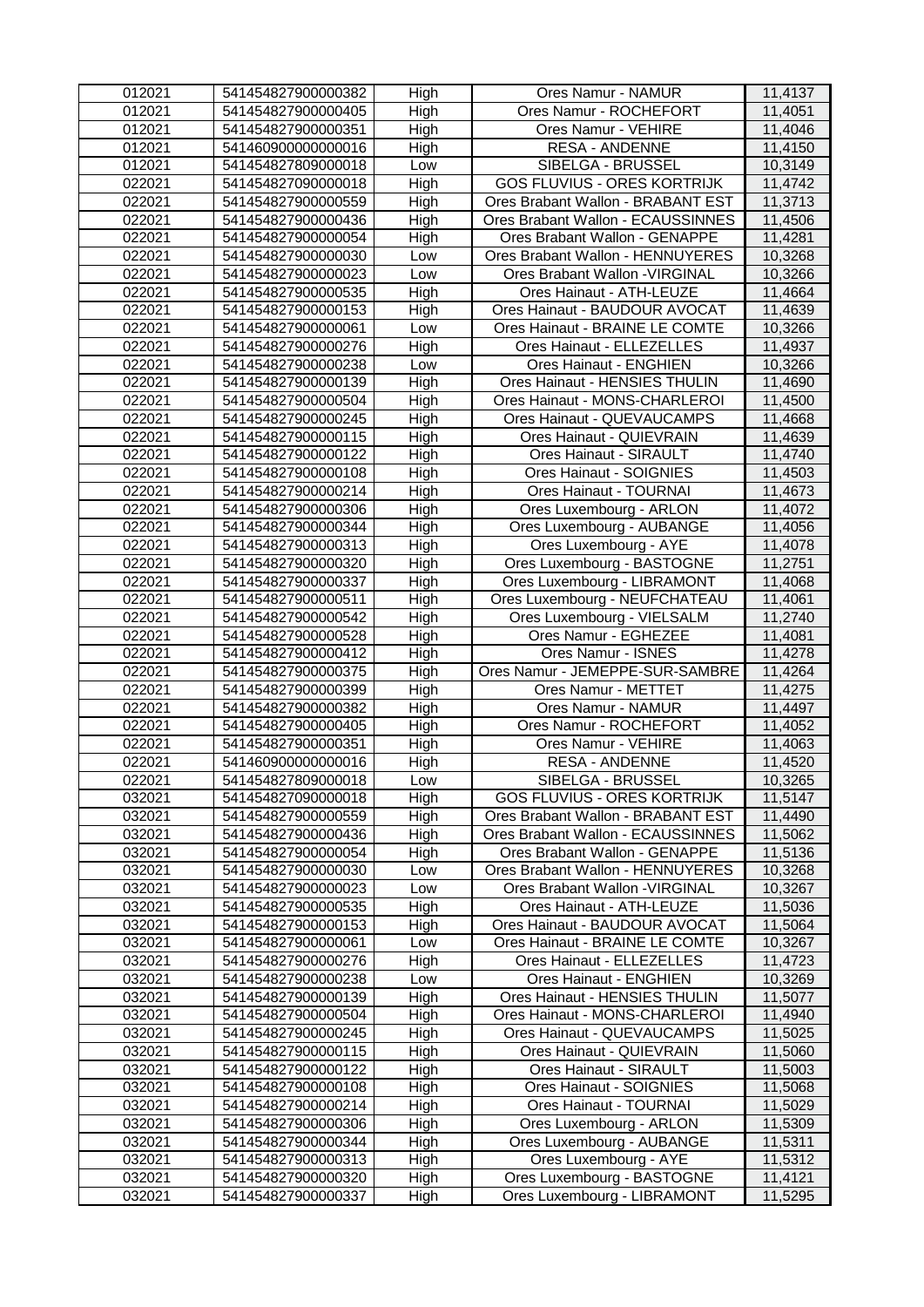| 012021 | 541454827900000382 | High | Ores Namur - NAMUR | 11,4137 |
|---|---|---|---|---|
| 012021 | 541454827900000405 | High | Ores Namur - ROCHEFORT | 11,4051 |
| 012021 | 541454827900000351 | High | Ores Namur - VEHIRE | 11,4046 |
| 012021 | 541460900000000016 | High | RESA - ANDENNE | 11,4150 |
| 012021 | 541454827809000018 | Low | SIBELGA - BRUSSEL | 10,3149 |
| 022021 | 541454827090000018 | High | GOS FLUVIUS - ORES KORTRIJK | 11,4742 |
| 022021 | 541454827900000559 | High | Ores Brabant Wallon - BRABANT EST | 11,3713 |
| 022021 | 541454827900000436 | High | Ores Brabant Wallon - ECAUSSINNES | 11,4506 |
| 022021 | 541454827900000054 | High | Ores Brabant Wallon - GENAPPE | 11,4281 |
| 022021 | 541454827900000030 | Low | Ores Brabant Wallon - HENNUYERES | 10,3268 |
| 022021 | 541454827900000023 | Low | Ores Brabant Wallon -VIRGINAL | 10,3266 |
| 022021 | 541454827900000535 | High | Ores Hainaut - ATH-LEUZE | 11,4664 |
| 022021 | 541454827900000153 | High | Ores Hainaut - BAUDOUR AVOCAT | 11,4639 |
| 022021 | 541454827900000061 | Low | Ores Hainaut - BRAINE LE COMTE | 10,3266 |
| 022021 | 541454827900000276 | High | Ores Hainaut - ELLEZELLES | 11,4937 |
| 022021 | 541454827900000238 | Low | Ores Hainaut - ENGHIEN | 10,3266 |
| 022021 | 541454827900000139 | High | Ores Hainaut - HENSIES THULIN | 11,4690 |
| 022021 | 541454827900000504 | High | Ores Hainaut - MONS-CHARLEROI | 11,4500 |
| 022021 | 541454827900000245 | High | Ores Hainaut - QUEVAUCAMPS | 11,4668 |
| 022021 | 541454827900000115 | High | Ores Hainaut - QUIEVRAIN | 11,4639 |
| 022021 | 541454827900000122 | High | Ores Hainaut - SIRAULT | 11,4740 |
| 022021 | 541454827900000108 | High | Ores Hainaut - SOIGNIES | 11,4503 |
| 022021 | 541454827900000214 | High | Ores Hainaut - TOURNAI | 11,4673 |
| 022021 | 541454827900000306 | High | Ores Luxembourg - ARLON | 11,4072 |
| 022021 | 541454827900000344 | High | Ores Luxembourg - AUBANGE | 11,4056 |
| 022021 | 541454827900000313 | High | Ores Luxembourg - AYE | 11,4078 |
| 022021 | 541454827900000320 | High | Ores Luxembourg - BASTOGNE | 11,2751 |
| 022021 | 541454827900000337 | High | Ores Luxembourg - LIBRAMONT | 11,4068 |
| 022021 | 541454827900000511 | High | Ores Luxembourg - NEUFCHATEAU | 11,4061 |
| 022021 | 541454827900000542 | High | Ores Luxembourg - VIELSALM | 11,2740 |
| 022021 | 541454827900000528 | High | Ores Namur - EGHEZEE | 11,4081 |
| 022021 | 541454827900000412 | High | Ores Namur - ISNES | 11,4278 |
| 022021 | 541454827900000375 | High | Ores Namur - JEMEPPE-SUR-SAMBRE | 11,4264 |
| 022021 | 541454827900000399 | High | Ores Namur - METTET | 11,4275 |
| 022021 | 541454827900000382 | High | Ores Namur - NAMUR | 11,4497 |
| 022021 | 541454827900000405 | High | Ores Namur - ROCHEFORT | 11,4052 |
| 022021 | 541454827900000351 | High | Ores Namur - VEHIRE | 11,4063 |
| 022021 | 541460900000000016 | High | RESA - ANDENNE | 11,4520 |
| 022021 | 541454827809000018 | Low | SIBELGA - BRUSSEL | 10,3265 |
| 032021 | 541454827090000018 | High | GOS FLUVIUS - ORES KORTRIJK | 11,5147 |
| 032021 | 541454827900000559 | High | Ores Brabant Wallon - BRABANT EST | 11,4490 |
| 032021 | 541454827900000436 | High | Ores Brabant Wallon - ECAUSSINNES | 11,5062 |
| 032021 | 541454827900000054 | High | Ores Brabant Wallon - GENAPPE | 11,5136 |
| 032021 | 541454827900000030 | Low | Ores Brabant Wallon - HENNUYERES | 10,3268 |
| 032021 | 541454827900000023 | Low | Ores Brabant Wallon -VIRGINAL | 10,3267 |
| 032021 | 541454827900000535 | High | Ores Hainaut - ATH-LEUZE | 11,5036 |
| 032021 | 541454827900000153 | High | Ores Hainaut - BAUDOUR AVOCAT | 11,5064 |
| 032021 | 541454827900000061 | Low | Ores Hainaut - BRAINE LE COMTE | 10,3267 |
| 032021 | 541454827900000276 | High | Ores Hainaut - ELLEZELLES | 11,4723 |
| 032021 | 541454827900000238 | Low | Ores Hainaut - ENGHIEN | 10,3269 |
| 032021 | 541454827900000139 | High | Ores Hainaut - HENSIES THULIN | 11,5077 |
| 032021 | 541454827900000504 | High | Ores Hainaut - MONS-CHARLEROI | 11,4940 |
| 032021 | 541454827900000245 | High | Ores Hainaut - QUEVAUCAMPS | 11,5025 |
| 032021 | 541454827900000115 | High | Ores Hainaut - QUIEVRAIN | 11,5060 |
| 032021 | 541454827900000122 | High | Ores Hainaut - SIRAULT | 11,5003 |
| 032021 | 541454827900000108 | High | Ores Hainaut - SOIGNIES | 11,5068 |
| 032021 | 541454827900000214 | High | Ores Hainaut - TOURNAI | 11,5029 |
| 032021 | 541454827900000306 | High | Ores Luxembourg - ARLON | 11,5309 |
| 032021 | 541454827900000344 | High | Ores Luxembourg - AUBANGE | 11,5311 |
| 032021 | 541454827900000313 | High | Ores Luxembourg - AYE | 11,5312 |
| 032021 | 541454827900000320 | High | Ores Luxembourg - BASTOGNE | 11,4121 |
| 032021 | 541454827900000337 | High | Ores Luxembourg - LIBRAMONT | 11,5295 |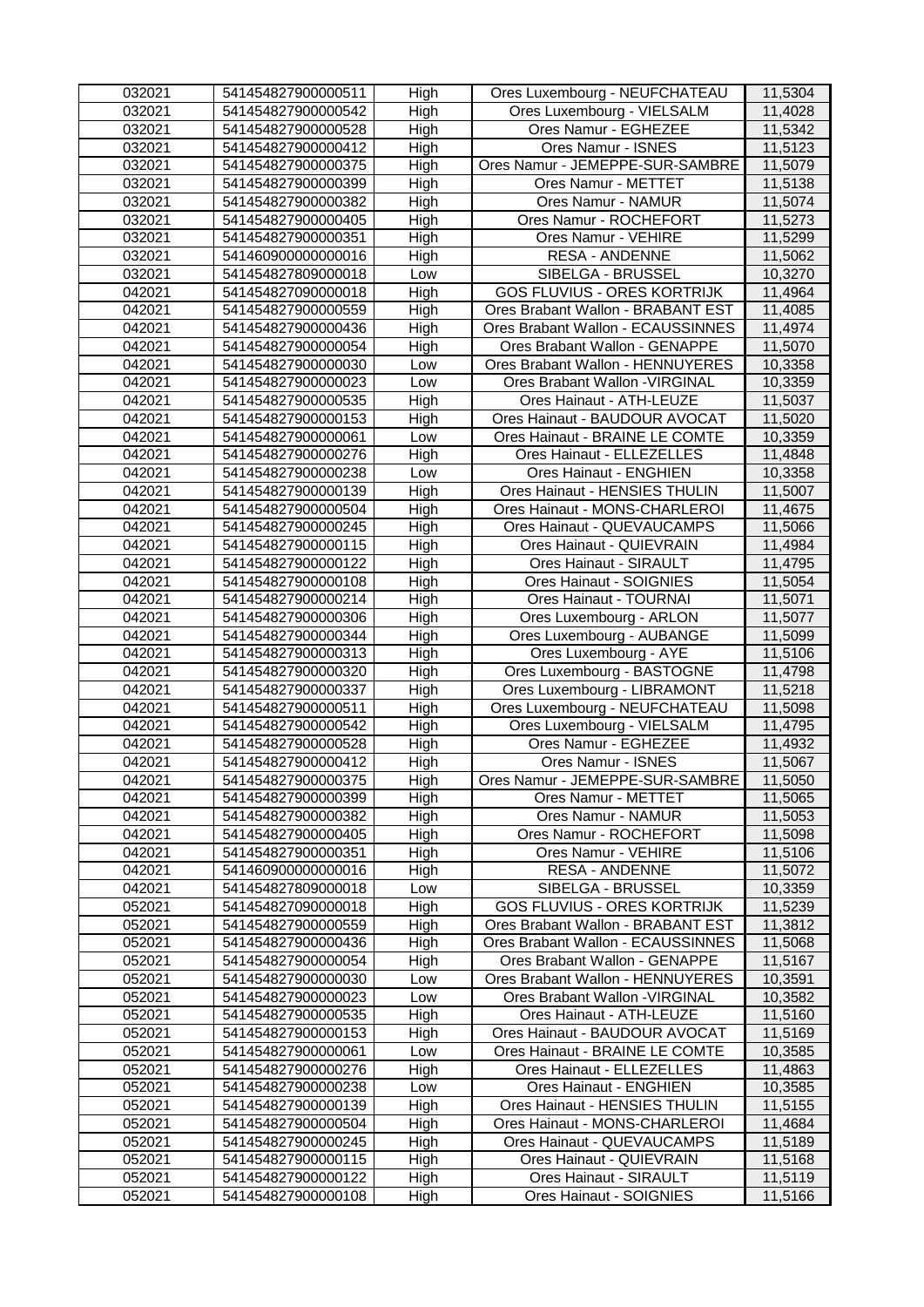| 032021 | 541454827900000511 | High | Ores Luxembourg - NEUFCHATEAU | 11,5304 |
|---|---|---|---|---|
| 032021 | 541454827900000542 | High | Ores Luxembourg - VIELSALM | 11,4028 |
| 032021 | 541454827900000528 | High | Ores Namur - EGHEZEE | 11,5342 |
| 032021 | 541454827900000412 | High | Ores Namur - ISNES | 11,5123 |
| 032021 | 541454827900000375 | High | Ores Namur - JEMEPPE-SUR-SAMBRE | 11,5079 |
| 032021 | 541454827900000399 | High | Ores Namur - METTET | 11,5138 |
| 032021 | 541454827900000382 | High | Ores Namur - NAMUR | 11,5074 |
| 032021 | 541454827900000405 | High | Ores Namur - ROCHEFORT | 11,5273 |
| 032021 | 541454827900000351 | High | Ores Namur - VEHIRE | 11,5299 |
| 032021 | 541460900000000016 | High | RESA - ANDENNE | 11,5062 |
| 032021 | 541454827809000018 | Low | SIBELGA - BRUSSEL | 10,3270 |
| 042021 | 541454827090000018 | High | GOS FLUVIUS - ORES KORTRIJK | 11,4964 |
| 042021 | 541454827900000559 | High | Ores Brabant Wallon - BRABANT EST | 11,4085 |
| 042021 | 541454827900000436 | High | Ores Brabant Wallon - ECAUSSINNES | 11,4974 |
| 042021 | 541454827900000054 | High | Ores Brabant Wallon - GENAPPE | 11,5070 |
| 042021 | 541454827900000030 | Low | Ores Brabant Wallon - HENNUYERES | 10,3358 |
| 042021 | 541454827900000023 | Low | Ores Brabant Wallon -VIRGINAL | 10,3359 |
| 042021 | 541454827900000535 | High | Ores Hainaut - ATH-LEUZE | 11,5037 |
| 042021 | 541454827900000153 | High | Ores Hainaut - BAUDOUR AVOCAT | 11,5020 |
| 042021 | 541454827900000061 | Low | Ores Hainaut - BRAINE LE COMTE | 10,3359 |
| 042021 | 541454827900000276 | High | Ores Hainaut - ELLEZELLES | 11,4848 |
| 042021 | 541454827900000238 | Low | Ores Hainaut - ENGHIEN | 10,3358 |
| 042021 | 541454827900000139 | High | Ores Hainaut - HENSIES THULIN | 11,5007 |
| 042021 | 541454827900000504 | High | Ores Hainaut - MONS-CHARLEROI | 11,4675 |
| 042021 | 541454827900000245 | High | Ores Hainaut - QUEVAUCAMPS | 11,5066 |
| 042021 | 541454827900000115 | High | Ores Hainaut - QUIEVRAIN | 11,4984 |
| 042021 | 541454827900000122 | High | Ores Hainaut - SIRAULT | 11,4795 |
| 042021 | 541454827900000108 | High | Ores Hainaut - SOIGNIES | 11,5054 |
| 042021 | 541454827900000214 | High | Ores Hainaut - TOURNAI | 11,5071 |
| 042021 | 541454827900000306 | High | Ores Luxembourg - ARLON | 11,5077 |
| 042021 | 541454827900000344 | High | Ores Luxembourg - AUBANGE | 11,5099 |
| 042021 | 541454827900000313 | High | Ores Luxembourg - AYE | 11,5106 |
| 042021 | 541454827900000320 | High | Ores Luxembourg - BASTOGNE | 11,4798 |
| 042021 | 541454827900000337 | High | Ores Luxembourg - LIBRAMONT | 11,5218 |
| 042021 | 541454827900000511 | High | Ores Luxembourg - NEUFCHATEAU | 11,5098 |
| 042021 | 541454827900000542 | High | Ores Luxembourg - VIELSALM | 11,4795 |
| 042021 | 541454827900000528 | High | Ores Namur - EGHEZEE | 11,4932 |
| 042021 | 541454827900000412 | High | Ores Namur - ISNES | 11,5067 |
| 042021 | 541454827900000375 | High | Ores Namur - JEMEPPE-SUR-SAMBRE | 11,5050 |
| 042021 | 541454827900000399 | High | Ores Namur - METTET | 11,5065 |
| 042021 | 541454827900000382 | High | Ores Namur - NAMUR | 11,5053 |
| 042021 | 541454827900000405 | High | Ores Namur - ROCHEFORT | 11,5098 |
| 042021 | 541454827900000351 | High | Ores Namur - VEHIRE | 11,5106 |
| 042021 | 541460900000000016 | High | RESA - ANDENNE | 11,5072 |
| 042021 | 541454827809000018 | Low | SIBELGA - BRUSSEL | 10,3359 |
| 052021 | 541454827090000018 | High | GOS FLUVIUS - ORES KORTRIJK | 11,5239 |
| 052021 | 541454827900000559 | High | Ores Brabant Wallon - BRABANT EST | 11,3812 |
| 052021 | 541454827900000436 | High | Ores Brabant Wallon - ECAUSSINNES | 11,5068 |
| 052021 | 541454827900000054 | High | Ores Brabant Wallon - GENAPPE | 11,5167 |
| 052021 | 541454827900000030 | Low | Ores Brabant Wallon - HENNUYERES | 10,3591 |
| 052021 | 541454827900000023 | Low | Ores Brabant Wallon -VIRGINAL | 10,3582 |
| 052021 | 541454827900000535 | High | Ores Hainaut - ATH-LEUZE | 11,5160 |
| 052021 | 541454827900000153 | High | Ores Hainaut - BAUDOUR AVOCAT | 11,5169 |
| 052021 | 541454827900000061 | Low | Ores Hainaut - BRAINE LE COMTE | 10,3585 |
| 052021 | 541454827900000276 | High | Ores Hainaut - ELLEZELLES | 11,4863 |
| 052021 | 541454827900000238 | Low | Ores Hainaut - ENGHIEN | 10,3585 |
| 052021 | 541454827900000139 | High | Ores Hainaut - HENSIES THULIN | 11,5155 |
| 052021 | 541454827900000504 | High | Ores Hainaut - MONS-CHARLEROI | 11,4684 |
| 052021 | 541454827900000245 | High | Ores Hainaut - QUEVAUCAMPS | 11,5189 |
| 052021 | 541454827900000115 | High | Ores Hainaut - QUIEVRAIN | 11,5168 |
| 052021 | 541454827900000122 | High | Ores Hainaut - SIRAULT | 11,5119 |
| 052021 | 541454827900000108 | High | Ores Hainaut - SOIGNIES | 11,5166 |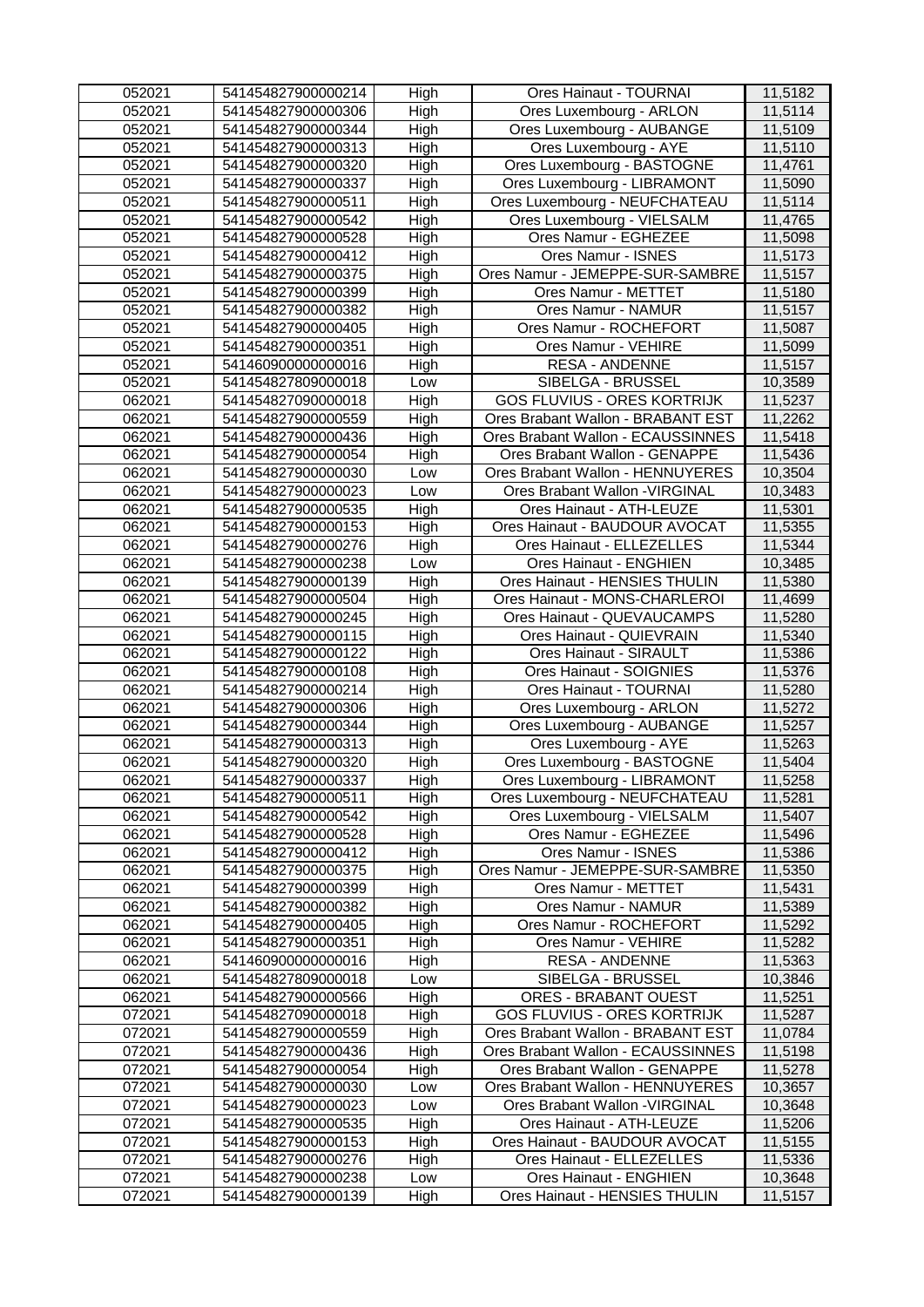| 052021 | 541454827900000214 | High | Ores Hainaut - TOURNAI | 11,5182 |
|---|---|---|---|---|
| 052021 | 541454827900000306 | High | Ores Luxembourg - ARLON | 11,5114 |
| 052021 | 541454827900000344 | High | Ores Luxembourg - AUBANGE | 11,5109 |
| 052021 | 541454827900000313 | High | Ores Luxembourg - AYE | 11,5110 |
| 052021 | 541454827900000320 | High | Ores Luxembourg - BASTOGNE | 11,4761 |
| 052021 | 541454827900000337 | High | Ores Luxembourg - LIBRAMONT | 11,5090 |
| 052021 | 541454827900000511 | High | Ores Luxembourg - NEUFCHATEAU | 11,5114 |
| 052021 | 541454827900000542 | High | Ores Luxembourg - VIELSALM | 11,4765 |
| 052021 | 541454827900000528 | High | Ores Namur - EGHEZEE | 11,5098 |
| 052021 | 541454827900000412 | High | Ores Namur - ISNES | 11,5173 |
| 052021 | 541454827900000375 | High | Ores Namur - JEMEPPE-SUR-SAMBRE | 11,5157 |
| 052021 | 541454827900000399 | High | Ores Namur - METTET | 11,5180 |
| 052021 | 541454827900000382 | High | Ores Namur - NAMUR | 11,5157 |
| 052021 | 541454827900000405 | High | Ores Namur - ROCHEFORT | 11,5087 |
| 052021 | 541454827900000351 | High | Ores Namur - VEHIRE | 11,5099 |
| 052021 | 541460900000000016 | High | RESA - ANDENNE | 11,5157 |
| 052021 | 541454827809000018 | Low | SIBELGA - BRUSSEL | 10,3589 |
| 062021 | 541454827090000018 | High | GOS FLUVIUS - ORES KORTRIJK | 11,5237 |
| 062021 | 541454827900000559 | High | Ores Brabant Wallon - BRABANT EST | 11,2262 |
| 062021 | 541454827900000436 | High | Ores Brabant Wallon - ECAUSSINNES | 11,5418 |
| 062021 | 541454827900000054 | High | Ores Brabant Wallon - GENAPPE | 11,5436 |
| 062021 | 541454827900000030 | Low | Ores Brabant Wallon - HENNUYERES | 10,3504 |
| 062021 | 541454827900000023 | Low | Ores Brabant Wallon -VIRGINAL | 10,3483 |
| 062021 | 541454827900000535 | High | Ores Hainaut - ATH-LEUZE | 11,5301 |
| 062021 | 541454827900000153 | High | Ores Hainaut - BAUDOUR AVOCAT | 11,5355 |
| 062021 | 541454827900000276 | High | Ores Hainaut - ELLEZELLES | 11,5344 |
| 062021 | 541454827900000238 | Low | Ores Hainaut - ENGHIEN | 10,3485 |
| 062021 | 541454827900000139 | High | Ores Hainaut - HENSIES THULIN | 11,5380 |
| 062021 | 541454827900000504 | High | Ores Hainaut - MONS-CHARLEROI | 11,4699 |
| 062021 | 541454827900000245 | High | Ores Hainaut - QUEVAUCAMPS | 11,5280 |
| 062021 | 541454827900000115 | High | Ores Hainaut - QUIEVRAIN | 11,5340 |
| 062021 | 541454827900000122 | High | Ores Hainaut - SIRAULT | 11,5386 |
| 062021 | 541454827900000108 | High | Ores Hainaut - SOIGNIES | 11,5376 |
| 062021 | 541454827900000214 | High | Ores Hainaut - TOURNAI | 11,5280 |
| 062021 | 541454827900000306 | High | Ores Luxembourg - ARLON | 11,5272 |
| 062021 | 541454827900000344 | High | Ores Luxembourg - AUBANGE | 11,5257 |
| 062021 | 541454827900000313 | High | Ores Luxembourg - AYE | 11,5263 |
| 062021 | 541454827900000320 | High | Ores Luxembourg - BASTOGNE | 11,5404 |
| 062021 | 541454827900000337 | High | Ores Luxembourg - LIBRAMONT | 11,5258 |
| 062021 | 541454827900000511 | High | Ores Luxembourg - NEUFCHATEAU | 11,5281 |
| 062021 | 541454827900000542 | High | Ores Luxembourg - VIELSALM | 11,5407 |
| 062021 | 541454827900000528 | High | Ores Namur - EGHEZEE | 11,5496 |
| 062021 | 541454827900000412 | High | Ores Namur - ISNES | 11,5386 |
| 062021 | 541454827900000375 | High | Ores Namur - JEMEPPE-SUR-SAMBRE | 11,5350 |
| 062021 | 541454827900000399 | High | Ores Namur - METTET | 11,5431 |
| 062021 | 541454827900000382 | High | Ores Namur - NAMUR | 11,5389 |
| 062021 | 541454827900000405 | High | Ores Namur - ROCHEFORT | 11,5292 |
| 062021 | 541454827900000351 | High | Ores Namur - VEHIRE | 11,5282 |
| 062021 | 541460900000000016 | High | RESA - ANDENNE | 11,5363 |
| 062021 | 541454827809000018 | Low | SIBELGA - BRUSSEL | 10,3846 |
| 062021 | 541454827900000566 | High | ORES - BRABANT OUEST | 11,5251 |
| 072021 | 541454827090000018 | High | GOS FLUVIUS - ORES KORTRIJK | 11,5287 |
| 072021 | 541454827900000559 | High | Ores Brabant Wallon - BRABANT EST | 11,0784 |
| 072021 | 541454827900000436 | High | Ores Brabant Wallon - ECAUSSINNES | 11,5198 |
| 072021 | 541454827900000054 | High | Ores Brabant Wallon - GENAPPE | 11,5278 |
| 072021 | 541454827900000030 | Low | Ores Brabant Wallon - HENNUYERES | 10,3657 |
| 072021 | 541454827900000023 | Low | Ores Brabant Wallon -VIRGINAL | 10,3648 |
| 072021 | 541454827900000535 | High | Ores Hainaut - ATH-LEUZE | 11,5206 |
| 072021 | 541454827900000153 | High | Ores Hainaut - BAUDOUR AVOCAT | 11,5155 |
| 072021 | 541454827900000276 | High | Ores Hainaut - ELLEZELLES | 11,5336 |
| 072021 | 541454827900000238 | Low | Ores Hainaut - ENGHIEN | 10,3648 |
| 072021 | 541454827900000139 | High | Ores Hainaut - HENSIES THULIN | 11,5157 |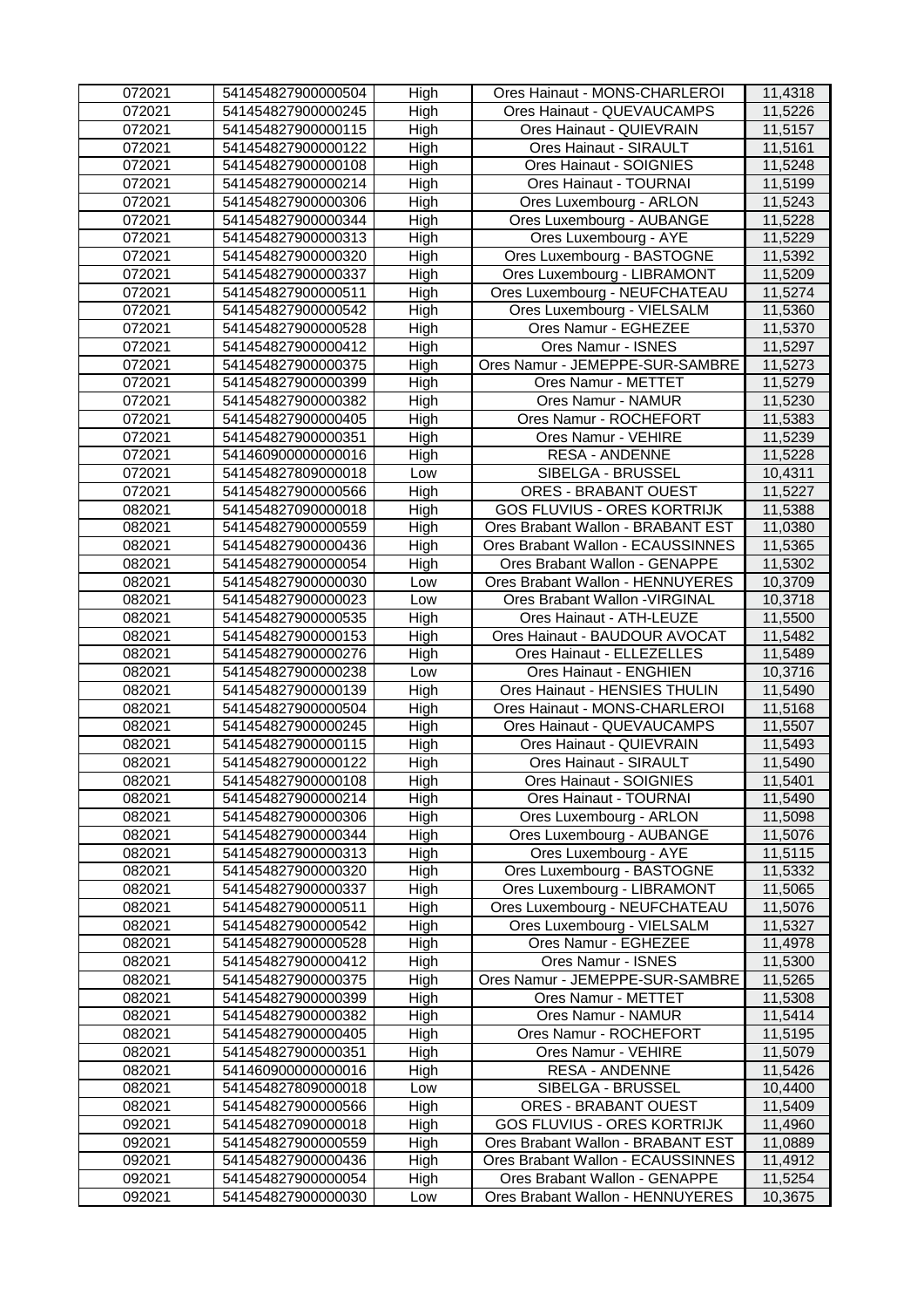| 072021 | 541454827900000504 | High | Ores Hainaut - MONS-CHARLEROI | 11,4318 |
|---|---|---|---|---|
| 072021 | 541454827900000245 | High | Ores Hainaut - QUEVAUCAMPS | 11,5226 |
| 072021 | 541454827900000115 | High | Ores Hainaut - QUIEVRAIN | 11,5157 |
| 072021 | 541454827900000122 | High | Ores Hainaut - SIRAULT | 11,5161 |
| 072021 | 541454827900000108 | High | Ores Hainaut - SOIGNIES | 11,5248 |
| 072021 | 541454827900000214 | High | Ores Hainaut - TOURNAI | 11,5199 |
| 072021 | 541454827900000306 | High | Ores Luxembourg - ARLON | 11,5243 |
| 072021 | 541454827900000344 | High | Ores Luxembourg - AUBANGE | 11,5228 |
| 072021 | 541454827900000313 | High | Ores Luxembourg - AYE | 11,5229 |
| 072021 | 541454827900000320 | High | Ores Luxembourg - BASTOGNE | 11,5392 |
| 072021 | 541454827900000337 | High | Ores Luxembourg - LIBRAMONT | 11,5209 |
| 072021 | 541454827900000511 | High | Ores Luxembourg - NEUFCHATEAU | 11,5274 |
| 072021 | 541454827900000542 | High | Ores Luxembourg - VIELSALM | 11,5360 |
| 072021 | 541454827900000528 | High | Ores Namur - EGHEZEE | 11,5370 |
| 072021 | 541454827900000412 | High | Ores Namur - ISNES | 11,5297 |
| 072021 | 541454827900000375 | High | Ores Namur - JEMEPPE-SUR-SAMBRE | 11,5273 |
| 072021 | 541454827900000399 | High | Ores Namur - METTET | 11,5279 |
| 072021 | 541454827900000382 | High | Ores Namur - NAMUR | 11,5230 |
| 072021 | 541454827900000405 | High | Ores Namur - ROCHEFORT | 11,5383 |
| 072021 | 541454827900000351 | High | Ores Namur - VEHIRE | 11,5239 |
| 072021 | 541460900000000016 | High | RESA - ANDENNE | 11,5228 |
| 072021 | 541454827809000018 | Low | SIBELGA - BRUSSEL | 10,4311 |
| 072021 | 541454827900000566 | High | ORES - BRABANT OUEST | 11,5227 |
| 082021 | 541454827090000018 | High | GOS FLUVIUS - ORES KORTRIJK | 11,5388 |
| 082021 | 541454827900000559 | High | Ores Brabant Wallon - BRABANT EST | 11,0380 |
| 082021 | 541454827900000436 | High | Ores Brabant Wallon - ECAUSSINNES | 11,5365 |
| 082021 | 541454827900000054 | High | Ores Brabant Wallon - GENAPPE | 11,5302 |
| 082021 | 541454827900000030 | Low | Ores Brabant Wallon - HENNUYERES | 10,3709 |
| 082021 | 541454827900000023 | Low | Ores Brabant Wallon -VIRGINAL | 10,3718 |
| 082021 | 541454827900000535 | High | Ores Hainaut - ATH-LEUZE | 11,5500 |
| 082021 | 541454827900000153 | High | Ores Hainaut - BAUDOUR AVOCAT | 11,5482 |
| 082021 | 541454827900000276 | High | Ores Hainaut - ELLEZELLES | 11,5489 |
| 082021 | 541454827900000238 | Low | Ores Hainaut - ENGHIEN | 10,3716 |
| 082021 | 541454827900000139 | High | Ores Hainaut - HENSIES THULIN | 11,5490 |
| 082021 | 541454827900000504 | High | Ores Hainaut - MONS-CHARLEROI | 11,5168 |
| 082021 | 541454827900000245 | High | Ores Hainaut - QUEVAUCAMPS | 11,5507 |
| 082021 | 541454827900000115 | High | Ores Hainaut - QUIEVRAIN | 11,5493 |
| 082021 | 541454827900000122 | High | Ores Hainaut - SIRAULT | 11,5490 |
| 082021 | 541454827900000108 | High | Ores Hainaut - SOIGNIES | 11,5401 |
| 082021 | 541454827900000214 | High | Ores Hainaut - TOURNAI | 11,5490 |
| 082021 | 541454827900000306 | High | Ores Luxembourg - ARLON | 11,5098 |
| 082021 | 541454827900000344 | High | Ores Luxembourg - AUBANGE | 11,5076 |
| 082021 | 541454827900000313 | High | Ores Luxembourg - AYE | 11,5115 |
| 082021 | 541454827900000320 | High | Ores Luxembourg - BASTOGNE | 11,5332 |
| 082021 | 541454827900000337 | High | Ores Luxembourg - LIBRAMONT | 11,5065 |
| 082021 | 541454827900000511 | High | Ores Luxembourg - NEUFCHATEAU | 11,5076 |
| 082021 | 541454827900000542 | High | Ores Luxembourg - VIELSALM | 11,5327 |
| 082021 | 541454827900000528 | High | Ores Namur - EGHEZEE | 11,4978 |
| 082021 | 541454827900000412 | High | Ores Namur - ISNES | 11,5300 |
| 082021 | 541454827900000375 | High | Ores Namur - JEMEPPE-SUR-SAMBRE | 11,5265 |
| 082021 | 541454827900000399 | High | Ores Namur - METTET | 11,5308 |
| 082021 | 541454827900000382 | High | Ores Namur - NAMUR | 11,5414 |
| 082021 | 541454827900000405 | High | Ores Namur - ROCHEFORT | 11,5195 |
| 082021 | 541454827900000351 | High | Ores Namur - VEHIRE | 11,5079 |
| 082021 | 541460900000000016 | High | RESA - ANDENNE | 11,5426 |
| 082021 | 541454827809000018 | Low | SIBELGA - BRUSSEL | 10,4400 |
| 082021 | 541454827900000566 | High | ORES - BRABANT OUEST | 11,5409 |
| 092021 | 541454827090000018 | High | GOS FLUVIUS - ORES KORTRIJK | 11,4960 |
| 092021 | 541454827900000559 | High | Ores Brabant Wallon - BRABANT EST | 11,0889 |
| 092021 | 541454827900000436 | High | Ores Brabant Wallon - ECAUSSINNES | 11,4912 |
| 092021 | 541454827900000054 | High | Ores Brabant Wallon - GENAPPE | 11,5254 |
| 092021 | 541454827900000030 | Low | Ores Brabant Wallon - HENNUYERES | 10,3675 |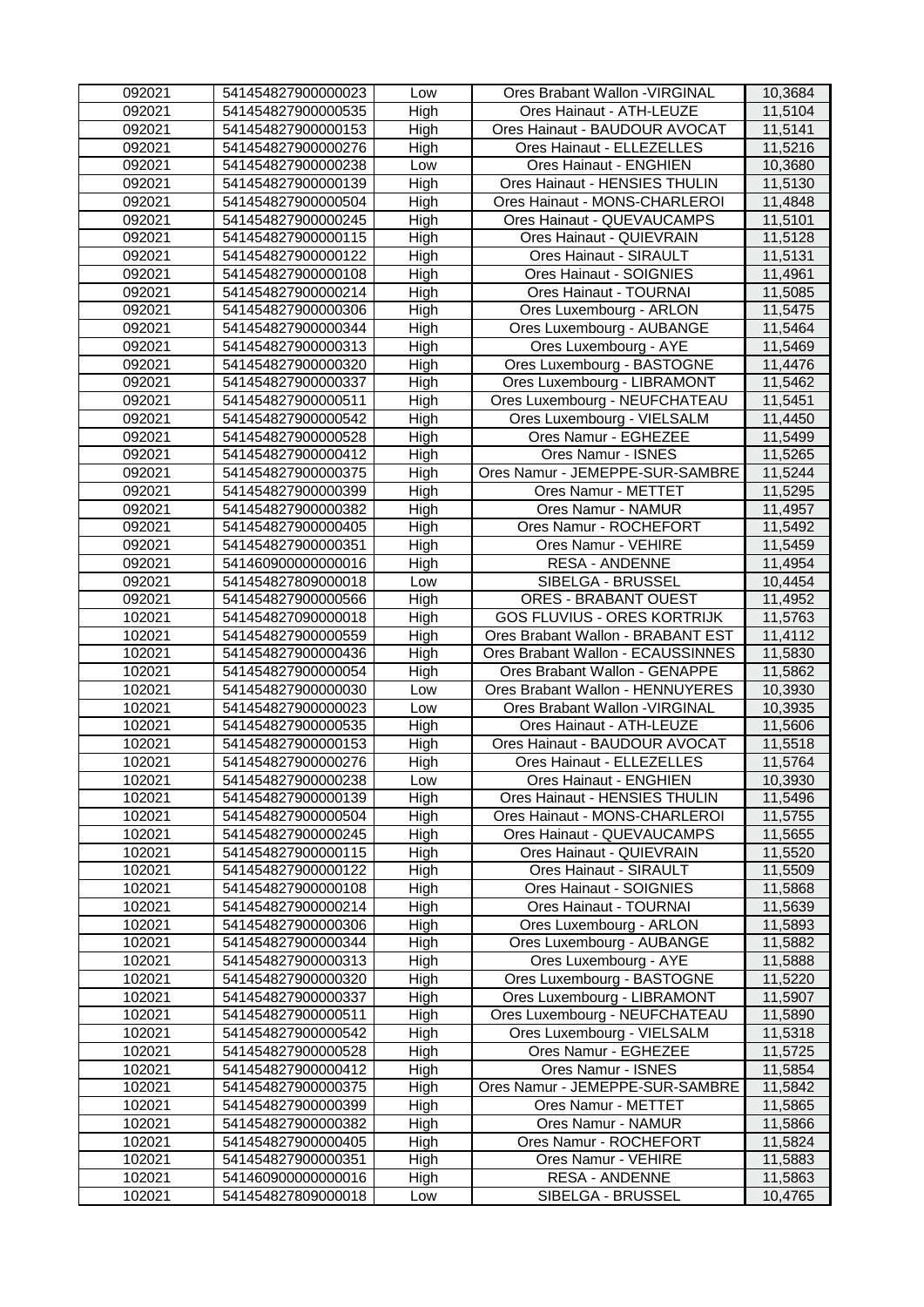| 092021 | 541454827900000023 | Low | Ores Brabant Wallon -VIRGINAL | 10,3684 |
|---|---|---|---|---|
| 092021 | 541454827900000535 | High | Ores Hainaut - ATH-LEUZE | 11,5104 |
| 092021 | 541454827900000153 | High | Ores Hainaut - BAUDOUR AVOCAT | 11,5141 |
| 092021 | 541454827900000276 | High | Ores Hainaut - ELLEZELLES | 11,5216 |
| 092021 | 541454827900000238 | Low | Ores Hainaut - ENGHIEN | 10,3680 |
| 092021 | 541454827900000139 | High | Ores Hainaut - HENSIES THULIN | 11,5130 |
| 092021 | 541454827900000504 | High | Ores Hainaut - MONS-CHARLEROI | 11,4848 |
| 092021 | 541454827900000245 | High | Ores Hainaut - QUEVAUCAMPS | 11,5101 |
| 092021 | 541454827900000115 | High | Ores Hainaut - QUIEVRAIN | 11,5128 |
| 092021 | 541454827900000122 | High | Ores Hainaut - SIRAULT | 11,5131 |
| 092021 | 541454827900000108 | High | Ores Hainaut - SOIGNIES | 11,4961 |
| 092021 | 541454827900000214 | High | Ores Hainaut - TOURNAI | 11,5085 |
| 092021 | 541454827900000306 | High | Ores Luxembourg - ARLON | 11,5475 |
| 092021 | 541454827900000344 | High | Ores Luxembourg - AUBANGE | 11,5464 |
| 092021 | 541454827900000313 | High | Ores Luxembourg - AYE | 11,5469 |
| 092021 | 541454827900000320 | High | Ores Luxembourg - BASTOGNE | 11,4476 |
| 092021 | 541454827900000337 | High | Ores Luxembourg - LIBRAMONT | 11,5462 |
| 092021 | 541454827900000511 | High | Ores Luxembourg - NEUFCHATEAU | 11,5451 |
| 092021 | 541454827900000542 | High | Ores Luxembourg - VIELSALM | 11,4450 |
| 092021 | 541454827900000528 | High | Ores Namur - EGHEZEE | 11,5499 |
| 092021 | 541454827900000412 | High | Ores Namur - ISNES | 11,5265 |
| 092021 | 541454827900000375 | High | Ores Namur - JEMEPPE-SUR-SAMBRE | 11,5244 |
| 092021 | 541454827900000399 | High | Ores Namur - METTET | 11,5295 |
| 092021 | 541454827900000382 | High | Ores Namur - NAMUR | 11,4957 |
| 092021 | 541454827900000405 | High | Ores Namur - ROCHEFORT | 11,5492 |
| 092021 | 541454827900000351 | High | Ores Namur - VEHIRE | 11,5459 |
| 092021 | 541460900000000016 | High | RESA - ANDENNE | 11,4954 |
| 092021 | 541454827809000018 | Low | SIBELGA - BRUSSEL | 10,4454 |
| 092021 | 541454827900000566 | High | ORES - BRABANT OUEST | 11,4952 |
| 102021 | 541454827090000018 | High | GOS FLUVIUS - ORES KORTRIJK | 11,5763 |
| 102021 | 541454827900000559 | High | Ores Brabant Wallon - BRABANT EST | 11,4112 |
| 102021 | 541454827900000436 | High | Ores Brabant Wallon - ECAUSSINNES | 11,5830 |
| 102021 | 541454827900000054 | High | Ores Brabant Wallon - GENAPPE | 11,5862 |
| 102021 | 541454827900000030 | Low | Ores Brabant Wallon - HENNUYERES | 10,3930 |
| 102021 | 541454827900000023 | Low | Ores Brabant Wallon -VIRGINAL | 10,3935 |
| 102021 | 541454827900000535 | High | Ores Hainaut - ATH-LEUZE | 11,5606 |
| 102021 | 541454827900000153 | High | Ores Hainaut - BAUDOUR AVOCAT | 11,5518 |
| 102021 | 541454827900000276 | High | Ores Hainaut - ELLEZELLES | 11,5764 |
| 102021 | 541454827900000238 | Low | Ores Hainaut - ENGHIEN | 10,3930 |
| 102021 | 541454827900000139 | High | Ores Hainaut - HENSIES THULIN | 11,5496 |
| 102021 | 541454827900000504 | High | Ores Hainaut - MONS-CHARLEROI | 11,5755 |
| 102021 | 541454827900000245 | High | Ores Hainaut - QUEVAUCAMPS | 11,5655 |
| 102021 | 541454827900000115 | High | Ores Hainaut - QUIEVRAIN | 11,5520 |
| 102021 | 541454827900000122 | High | Ores Hainaut - SIRAULT | 11,5509 |
| 102021 | 541454827900000108 | High | Ores Hainaut - SOIGNIES | 11,5868 |
| 102021 | 541454827900000214 | High | Ores Hainaut - TOURNAI | 11,5639 |
| 102021 | 541454827900000306 | High | Ores Luxembourg - ARLON | 11,5893 |
| 102021 | 541454827900000344 | High | Ores Luxembourg - AUBANGE | 11,5882 |
| 102021 | 541454827900000313 | High | Ores Luxembourg - AYE | 11,5888 |
| 102021 | 541454827900000320 | High | Ores Luxembourg - BASTOGNE | 11,5220 |
| 102021 | 541454827900000337 | High | Ores Luxembourg - LIBRAMONT | 11,5907 |
| 102021 | 541454827900000511 | High | Ores Luxembourg - NEUFCHATEAU | 11,5890 |
| 102021 | 541454827900000542 | High | Ores Luxembourg - VIELSALM | 11,5318 |
| 102021 | 541454827900000528 | High | Ores Namur - EGHEZEE | 11,5725 |
| 102021 | 541454827900000412 | High | Ores Namur - ISNES | 11,5854 |
| 102021 | 541454827900000375 | High | Ores Namur - JEMEPPE-SUR-SAMBRE | 11,5842 |
| 102021 | 541454827900000399 | High | Ores Namur - METTET | 11,5865 |
| 102021 | 541454827900000382 | High | Ores Namur - NAMUR | 11,5866 |
| 102021 | 541454827900000405 | High | Ores Namur - ROCHEFORT | 11,5824 |
| 102021 | 541454827900000351 | High | Ores Namur - VEHIRE | 11,5883 |
| 102021 | 541460900000000016 | High | RESA - ANDENNE | 11,5863 |
| 102021 | 541454827809000018 | Low | SIBELGA - BRUSSEL | 10,4765 |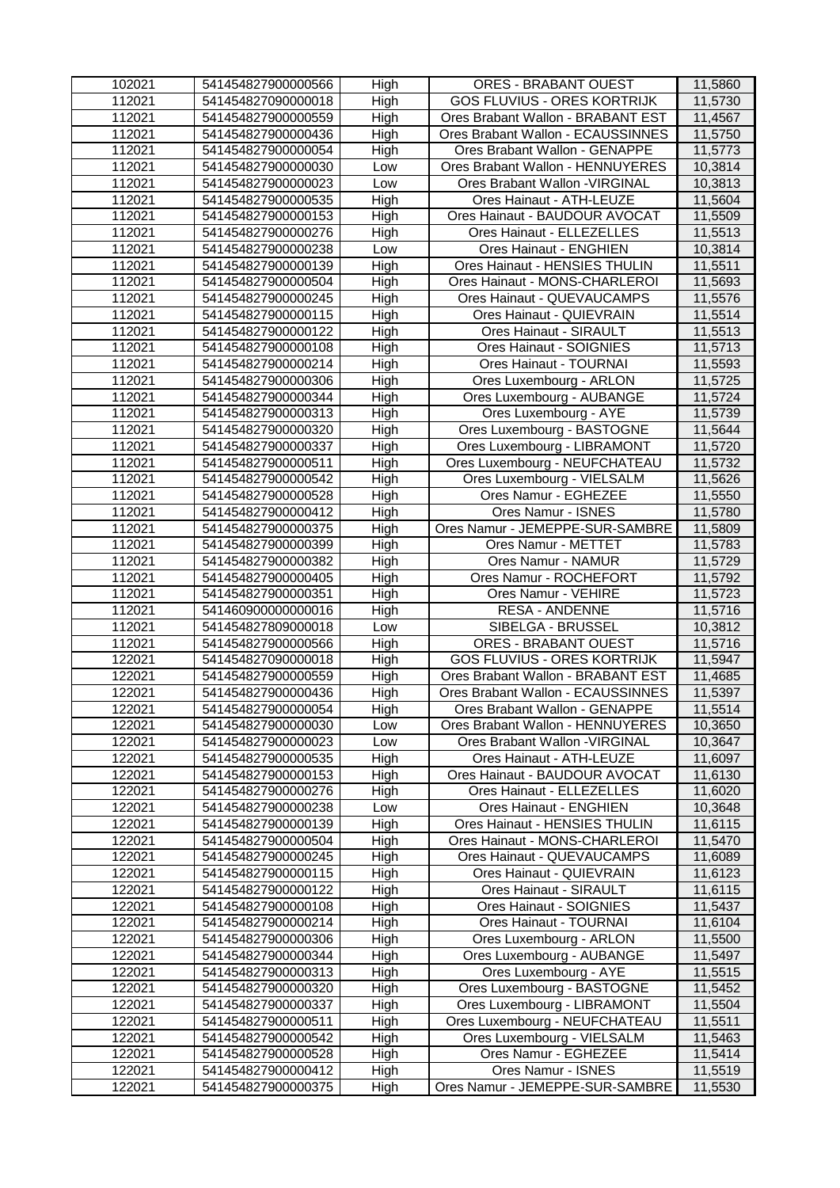| 102021 | 541454827900000566 | High | ORES - BRABANT OUEST | 11,5860 |
|---|---|---|---|---|
| 112021 | 541454827090000018 | High | GOS FLUVIUS - ORES KORTRIJK | 11,5730 |
| 112021 | 541454827900000559 | High | Ores Brabant Wallon - BRABANT EST | 11,4567 |
| 112021 | 541454827900000436 | High | Ores Brabant Wallon - ECAUSSINNES | 11,5750 |
| 112021 | 541454827900000054 | High | Ores Brabant Wallon - GENAPPE | 11,5773 |
| 112021 | 541454827900000030 | Low | Ores Brabant Wallon - HENNUYERES | 10,3814 |
| 112021 | 541454827900000023 | Low | Ores Brabant Wallon -VIRGINAL | 10,3813 |
| 112021 | 541454827900000535 | High | Ores Hainaut - ATH-LEUZE | 11,5604 |
| 112021 | 541454827900000153 | High | Ores Hainaut - BAUDOUR AVOCAT | 11,5509 |
| 112021 | 541454827900000276 | High | Ores Hainaut - ELLEZELLES | 11,5513 |
| 112021 | 541454827900000238 | Low | Ores Hainaut - ENGHIEN | 10,3814 |
| 112021 | 541454827900000139 | High | Ores Hainaut - HENSIES THULIN | 11,5511 |
| 112021 | 541454827900000504 | High | Ores Hainaut - MONS-CHARLEROI | 11,5693 |
| 112021 | 541454827900000245 | High | Ores Hainaut - QUEVAUCAMPS | 11,5576 |
| 112021 | 541454827900000115 | High | Ores Hainaut - QUIEVRAIN | 11,5514 |
| 112021 | 541454827900000122 | High | Ores Hainaut - SIRAULT | 11,5513 |
| 112021 | 541454827900000108 | High | Ores Hainaut - SOIGNIES | 11,5713 |
| 112021 | 541454827900000214 | High | Ores Hainaut - TOURNAI | 11,5593 |
| 112021 | 541454827900000306 | High | Ores Luxembourg - ARLON | 11,5725 |
| 112021 | 541454827900000344 | High | Ores Luxembourg - AUBANGE | 11,5724 |
| 112021 | 541454827900000313 | High | Ores Luxembourg - AYE | 11,5739 |
| 112021 | 541454827900000320 | High | Ores Luxembourg - BASTOGNE | 11,5644 |
| 112021 | 541454827900000337 | High | Ores Luxembourg - LIBRAMONT | 11,5720 |
| 112021 | 541454827900000511 | High | Ores Luxembourg - NEUFCHATEAU | 11,5732 |
| 112021 | 541454827900000542 | High | Ores Luxembourg - VIELSALM | 11,5626 |
| 112021 | 541454827900000528 | High | Ores Namur - EGHEZEE | 11,5550 |
| 112021 | 541454827900000412 | High | Ores Namur - ISNES | 11,5780 |
| 112021 | 541454827900000375 | High | Ores Namur - JEMEPPE-SUR-SAMBRE | 11,5809 |
| 112021 | 541454827900000399 | High | Ores Namur - METTET | 11,5783 |
| 112021 | 541454827900000382 | High | Ores Namur - NAMUR | 11,5729 |
| 112021 | 541454827900000405 | High | Ores Namur - ROCHEFORT | 11,5792 |
| 112021 | 541454827900000351 | High | Ores Namur - VEHIRE | 11,5723 |
| 112021 | 541460900000000016 | High | RESA - ANDENNE | 11,5716 |
| 112021 | 541454827809000018 | Low | SIBELGA - BRUSSEL | 10,3812 |
| 112021 | 541454827900000566 | High | ORES - BRABANT OUEST | 11,5716 |
| 122021 | 541454827090000018 | High | GOS FLUVIUS - ORES KORTRIJK | 11,5947 |
| 122021 | 541454827900000559 | High | Ores Brabant Wallon - BRABANT EST | 11,4685 |
| 122021 | 541454827900000436 | High | Ores Brabant Wallon - ECAUSSINNES | 11,5397 |
| 122021 | 541454827900000054 | High | Ores Brabant Wallon - GENAPPE | 11,5514 |
| 122021 | 541454827900000030 | Low | Ores Brabant Wallon - HENNUYERES | 10,3650 |
| 122021 | 541454827900000023 | Low | Ores Brabant Wallon -VIRGINAL | 10,3647 |
| 122021 | 541454827900000535 | High | Ores Hainaut - ATH-LEUZE | 11,6097 |
| 122021 | 541454827900000153 | High | Ores Hainaut - BAUDOUR AVOCAT | 11,6130 |
| 122021 | 541454827900000276 | High | Ores Hainaut - ELLEZELLES | 11,6020 |
| 122021 | 541454827900000238 | Low | Ores Hainaut - ENGHIEN | 10,3648 |
| 122021 | 541454827900000139 | High | Ores Hainaut - HENSIES THULIN | 11,6115 |
| 122021 | 541454827900000504 | High | Ores Hainaut - MONS-CHARLEROI | 11,5470 |
| 122021 | 541454827900000245 | High | Ores Hainaut - QUEVAUCAMPS | 11,6089 |
| 122021 | 541454827900000115 | High | Ores Hainaut - QUIEVRAIN | 11,6123 |
| 122021 | 541454827900000122 | High | Ores Hainaut - SIRAULT | 11,6115 |
| 122021 | 541454827900000108 | High | Ores Hainaut - SOIGNIES | 11,5437 |
| 122021 | 541454827900000214 | High | Ores Hainaut - TOURNAI | 11,6104 |
| 122021 | 541454827900000306 | High | Ores Luxembourg - ARLON | 11,5500 |
| 122021 | 541454827900000344 | High | Ores Luxembourg - AUBANGE | 11,5497 |
| 122021 | 541454827900000313 | High | Ores Luxembourg - AYE | 11,5515 |
| 122021 | 541454827900000320 | High | Ores Luxembourg - BASTOGNE | 11,5452 |
| 122021 | 541454827900000337 | High | Ores Luxembourg - LIBRAMONT | 11,5504 |
| 122021 | 541454827900000511 | High | Ores Luxembourg - NEUFCHATEAU | 11,5511 |
| 122021 | 541454827900000542 | High | Ores Luxembourg - VIELSALM | 11,5463 |
| 122021 | 541454827900000528 | High | Ores Namur - EGHEZEE | 11,5414 |
| 122021 | 541454827900000412 | High | Ores Namur - ISNES | 11,5519 |
| 122021 | 541454827900000375 | High | Ores Namur - JEMEPPE-SUR-SAMBRE | 11,5530 |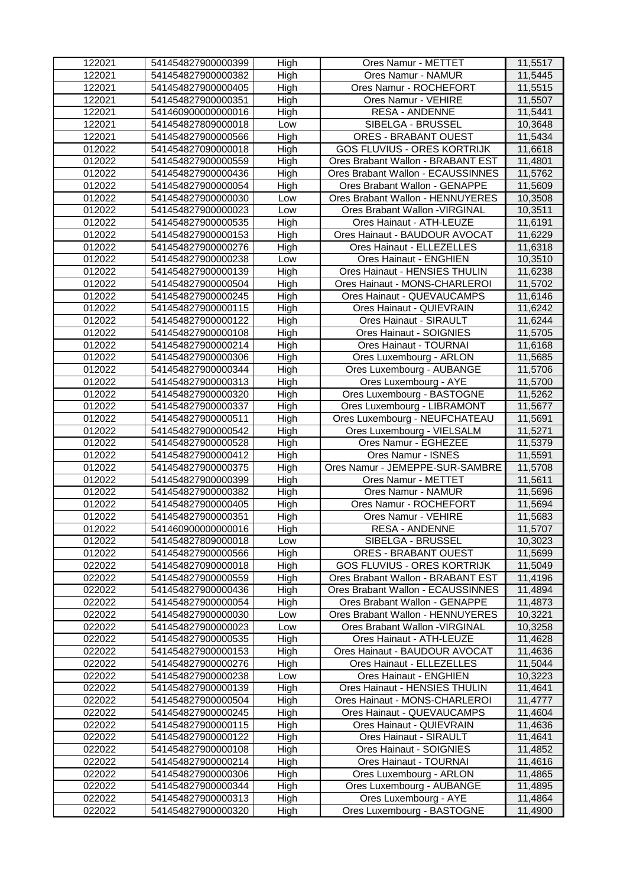| | | | | |
|---|---|---|---|---|
| 122021 | 541454827900000399 | High | Ores Namur - METTET | 11,5517 |
| 122021 | 541454827900000382 | High | Ores Namur - NAMUR | 11,5445 |
| 122021 | 541454827900000405 | High | Ores Namur - ROCHEFORT | 11,5515 |
| 122021 | 541454827900000351 | High | Ores Namur - VEHIRE | 11,5507 |
| 122021 | 541460900000000016 | High | RESA - ANDENNE | 11,5441 |
| 122021 | 541454827809000018 | Low | SIBELGA - BRUSSEL | 10,3648 |
| 122021 | 541454827900000566 | High | ORES - BRABANT OUEST | 11,5434 |
| 012022 | 541454827090000018 | High | GOS FLUVIUS - ORES KORTRIJK | 11,6618 |
| 012022 | 541454827900000559 | High | Ores Brabant Wallon - BRABANT EST | 11,4801 |
| 012022 | 541454827900000436 | High | Ores Brabant Wallon - ECAUSSINNES | 11,5762 |
| 012022 | 541454827900000054 | High | Ores Brabant Wallon - GENAPPE | 11,5609 |
| 012022 | 541454827900000030 | Low | Ores Brabant Wallon - HENNUYERES | 10,3508 |
| 012022 | 541454827900000023 | Low | Ores Brabant Wallon -VIRGINAL | 10,3511 |
| 012022 | 541454827900000535 | High | Ores Hainaut - ATH-LEUZE | 11,6191 |
| 012022 | 541454827900000153 | High | Ores Hainaut - BAUDOUR AVOCAT | 11,6229 |
| 012022 | 541454827900000276 | High | Ores Hainaut - ELLEZELLES | 11,6318 |
| 012022 | 541454827900000238 | Low | Ores Hainaut - ENGHIEN | 10,3510 |
| 012022 | 541454827900000139 | High | Ores Hainaut - HENSIES THULIN | 11,6238 |
| 012022 | 541454827900000504 | High | Ores Hainaut - MONS-CHARLEROI | 11,5702 |
| 012022 | 541454827900000245 | High | Ores Hainaut - QUEVAUCAMPS | 11,6146 |
| 012022 | 541454827900000115 | High | Ores Hainaut - QUIEVRAIN | 11,6242 |
| 012022 | 541454827900000122 | High | Ores Hainaut - SIRAULT | 11,6244 |
| 012022 | 541454827900000108 | High | Ores Hainaut - SOIGNIES | 11,5705 |
| 012022 | 541454827900000214 | High | Ores Hainaut - TOURNAI | 11,6168 |
| 012022 | 541454827900000306 | High | Ores Luxembourg - ARLON | 11,5685 |
| 012022 | 541454827900000344 | High | Ores Luxembourg - AUBANGE | 11,5706 |
| 012022 | 541454827900000313 | High | Ores Luxembourg - AYE | 11,5700 |
| 012022 | 541454827900000320 | High | Ores Luxembourg - BASTOGNE | 11,5262 |
| 012022 | 541454827900000337 | High | Ores Luxembourg - LIBRAMONT | 11,5677 |
| 012022 | 541454827900000511 | High | Ores Luxembourg - NEUFCHATEAU | 11,5691 |
| 012022 | 541454827900000542 | High | Ores Luxembourg - VIELSALM | 11,5271 |
| 012022 | 541454827900000528 | High | Ores Namur - EGHEZEE | 11,5379 |
| 012022 | 541454827900000412 | High | Ores Namur - ISNES | 11,5591 |
| 012022 | 541454827900000375 | High | Ores Namur - JEMEPPE-SUR-SAMBRE | 11,5708 |
| 012022 | 541454827900000399 | High | Ores Namur - METTET | 11,5611 |
| 012022 | 541454827900000382 | High | Ores Namur - NAMUR | 11,5696 |
| 012022 | 541454827900000405 | High | Ores Namur - ROCHEFORT | 11,5694 |
| 012022 | 541454827900000351 | High | Ores Namur - VEHIRE | 11,5683 |
| 012022 | 541460900000000016 | High | RESA - ANDENNE | 11,5707 |
| 012022 | 541454827809000018 | Low | SIBELGA - BRUSSEL | 10,3023 |
| 012022 | 541454827900000566 | High | ORES - BRABANT OUEST | 11,5699 |
| 022022 | 541454827090000018 | High | GOS FLUVIUS - ORES KORTRIJK | 11,5049 |
| 022022 | 541454827900000559 | High | Ores Brabant Wallon - BRABANT EST | 11,4196 |
| 022022 | 541454827900000436 | High | Ores Brabant Wallon - ECAUSSINNES | 11,4894 |
| 022022 | 541454827900000054 | High | Ores Brabant Wallon - GENAPPE | 11,4873 |
| 022022 | 541454827900000030 | Low | Ores Brabant Wallon - HENNUYERES | 10,3221 |
| 022022 | 541454827900000023 | Low | Ores Brabant Wallon -VIRGINAL | 10,3258 |
| 022022 | 541454827900000535 | High | Ores Hainaut - ATH-LEUZE | 11,4628 |
| 022022 | 541454827900000153 | High | Ores Hainaut - BAUDOUR AVOCAT | 11,4636 |
| 022022 | 541454827900000276 | High | Ores Hainaut - ELLEZELLES | 11,5044 |
| 022022 | 541454827900000238 | Low | Ores Hainaut - ENGHIEN | 10,3223 |
| 022022 | 541454827900000139 | High | Ores Hainaut - HENSIES THULIN | 11,4641 |
| 022022 | 541454827900000504 | High | Ores Hainaut - MONS-CHARLEROI | 11,4777 |
| 022022 | 541454827900000245 | High | Ores Hainaut - QUEVAUCAMPS | 11,4604 |
| 022022 | 541454827900000115 | High | Ores Hainaut - QUIEVRAIN | 11,4636 |
| 022022 | 541454827900000122 | High | Ores Hainaut - SIRAULT | 11,4641 |
| 022022 | 541454827900000108 | High | Ores Hainaut - SOIGNIES | 11,4852 |
| 022022 | 541454827900000214 | High | Ores Hainaut - TOURNAI | 11,4616 |
| 022022 | 541454827900000306 | High | Ores Luxembourg - ARLON | 11,4865 |
| 022022 | 541454827900000344 | High | Ores Luxembourg - AUBANGE | 11,4895 |
| 022022 | 541454827900000313 | High | Ores Luxembourg - AYE | 11,4864 |
| 022022 | 541454827900000320 | High | Ores Luxembourg - BASTOGNE | 11,4900 |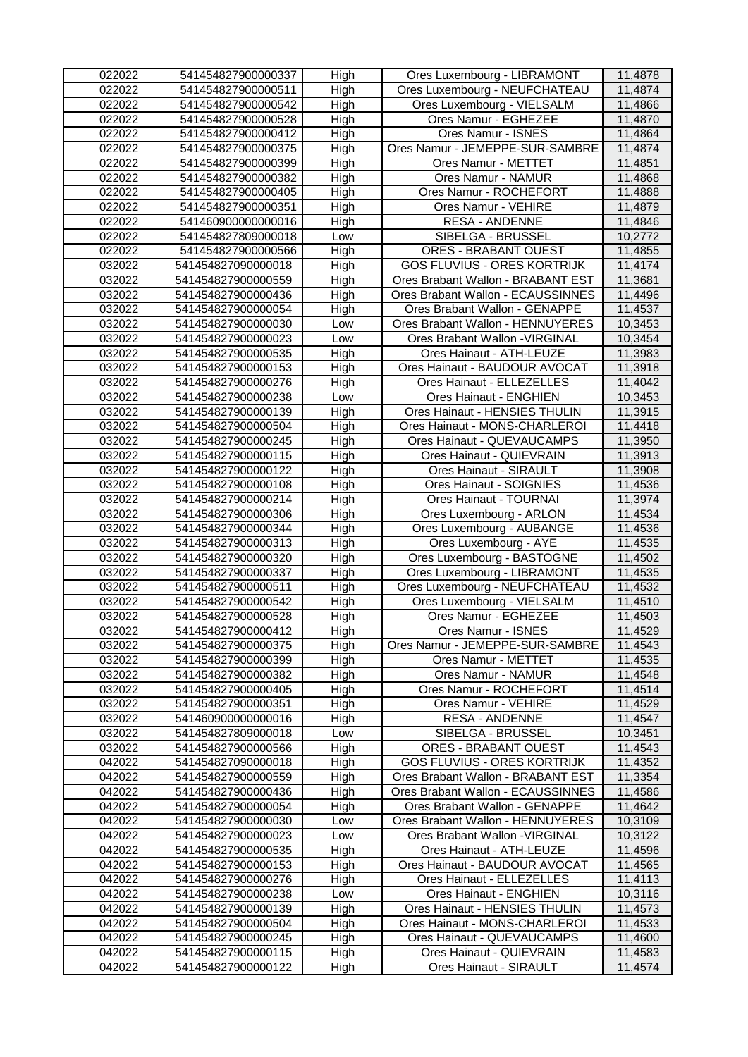| 022022 | 541454827900000337 | High | Ores Luxembourg - LIBRAMONT | 11,4878 |
|---|---|---|---|---|
| 022022 | 541454827900000511 | High | Ores Luxembourg - NEUFCHATEAU | 11,4874 |
| 022022 | 541454827900000542 | High | Ores Luxembourg - VIELSALM | 11,4866 |
| 022022 | 541454827900000528 | High | Ores Namur - EGHEZEE | 11,4870 |
| 022022 | 541454827900000412 | High | Ores Namur - ISNES | 11,4864 |
| 022022 | 541454827900000375 | High | Ores Namur - JEMEPPE-SUR-SAMBRE | 11,4874 |
| 022022 | 541454827900000399 | High | Ores Namur - METTET | 11,4851 |
| 022022 | 541454827900000382 | High | Ores Namur - NAMUR | 11,4868 |
| 022022 | 541454827900000405 | High | Ores Namur - ROCHEFORT | 11,4888 |
| 022022 | 541454827900000351 | High | Ores Namur - VEHIRE | 11,4879 |
| 022022 | 541460900000000016 | High | RESA - ANDENNE | 11,4846 |
| 022022 | 541454827809000018 | Low | SIBELGA - BRUSSEL | 10,2772 |
| 022022 | 541454827900000566 | High | ORES - BRABANT OUEST | 11,4855 |
| 032022 | 541454827090000018 | High | GOS FLUVIUS - ORES KORTRIJK | 11,4174 |
| 032022 | 541454827900000559 | High | Ores Brabant Wallon - BRABANT EST | 11,3681 |
| 032022 | 541454827900000436 | High | Ores Brabant Wallon - ECAUSSINNES | 11,4496 |
| 032022 | 541454827900000054 | High | Ores Brabant Wallon - GENAPPE | 11,4537 |
| 032022 | 541454827900000030 | Low | Ores Brabant Wallon - HENNUYERES | 10,3453 |
| 032022 | 541454827900000023 | Low | Ores Brabant Wallon -VIRGINAL | 10,3454 |
| 032022 | 541454827900000535 | High | Ores Hainaut - ATH-LEUZE | 11,3983 |
| 032022 | 541454827900000153 | High | Ores Hainaut - BAUDOUR AVOCAT | 11,3918 |
| 032022 | 541454827900000276 | High | Ores Hainaut - ELLEZELLES | 11,4042 |
| 032022 | 541454827900000238 | Low | Ores Hainaut - ENGHIEN | 10,3453 |
| 032022 | 541454827900000139 | High | Ores Hainaut - HENSIES THULIN | 11,3915 |
| 032022 | 541454827900000504 | High | Ores Hainaut - MONS-CHARLEROI | 11,4418 |
| 032022 | 541454827900000245 | High | Ores Hainaut - QUEVAUCAMPS | 11,3950 |
| 032022 | 541454827900000115 | High | Ores Hainaut - QUIEVRAIN | 11,3913 |
| 032022 | 541454827900000122 | High | Ores Hainaut - SIRAULT | 11,3908 |
| 032022 | 541454827900000108 | High | Ores Hainaut - SOIGNIES | 11,4536 |
| 032022 | 541454827900000214 | High | Ores Hainaut - TOURNAI | 11,3974 |
| 032022 | 541454827900000306 | High | Ores Luxembourg - ARLON | 11,4534 |
| 032022 | 541454827900000344 | High | Ores Luxembourg - AUBANGE | 11,4536 |
| 032022 | 541454827900000313 | High | Ores Luxembourg - AYE | 11,4535 |
| 032022 | 541454827900000320 | High | Ores Luxembourg - BASTOGNE | 11,4502 |
| 032022 | 541454827900000337 | High | Ores Luxembourg - LIBRAMONT | 11,4535 |
| 032022 | 541454827900000511 | High | Ores Luxembourg - NEUFCHATEAU | 11,4532 |
| 032022 | 541454827900000542 | High | Ores Luxembourg - VIELSALM | 11,4510 |
| 032022 | 541454827900000528 | High | Ores Namur - EGHEZEE | 11,4503 |
| 032022 | 541454827900000412 | High | Ores Namur - ISNES | 11,4529 |
| 032022 | 541454827900000375 | High | Ores Namur - JEMEPPE-SUR-SAMBRE | 11,4543 |
| 032022 | 541454827900000399 | High | Ores Namur - METTET | 11,4535 |
| 032022 | 541454827900000382 | High | Ores Namur - NAMUR | 11,4548 |
| 032022 | 541454827900000405 | High | Ores Namur - ROCHEFORT | 11,4514 |
| 032022 | 541454827900000351 | High | Ores Namur - VEHIRE | 11,4529 |
| 032022 | 541460900000000016 | High | RESA - ANDENNE | 11,4547 |
| 032022 | 541454827809000018 | Low | SIBELGA - BRUSSEL | 10,3451 |
| 032022 | 541454827900000566 | High | ORES - BRABANT OUEST | 11,4543 |
| 042022 | 541454827090000018 | High | GOS FLUVIUS - ORES KORTRIJK | 11,4352 |
| 042022 | 541454827900000559 | High | Ores Brabant Wallon - BRABANT EST | 11,3354 |
| 042022 | 541454827900000436 | High | Ores Brabant Wallon - ECAUSSINNES | 11,4586 |
| 042022 | 541454827900000054 | High | Ores Brabant Wallon - GENAPPE | 11,4642 |
| 042022 | 541454827900000030 | Low | Ores Brabant Wallon - HENNUYERES | 10,3109 |
| 042022 | 541454827900000023 | Low | Ores Brabant Wallon -VIRGINAL | 10,3122 |
| 042022 | 541454827900000535 | High | Ores Hainaut - ATH-LEUZE | 11,4596 |
| 042022 | 541454827900000153 | High | Ores Hainaut - BAUDOUR AVOCAT | 11,4565 |
| 042022 | 541454827900000276 | High | Ores Hainaut - ELLEZELLES | 11,4113 |
| 042022 | 541454827900000238 | Low | Ores Hainaut - ENGHIEN | 10,3116 |
| 042022 | 541454827900000139 | High | Ores Hainaut - HENSIES THULIN | 11,4573 |
| 042022 | 541454827900000504 | High | Ores Hainaut - MONS-CHARLEROI | 11,4533 |
| 042022 | 541454827900000245 | High | Ores Hainaut - QUEVAUCAMPS | 11,4600 |
| 042022 | 541454827900000115 | High | Ores Hainaut - QUIEVRAIN | 11,4583 |
| 042022 | 541454827900000122 | High | Ores Hainaut - SIRAULT | 11,4574 |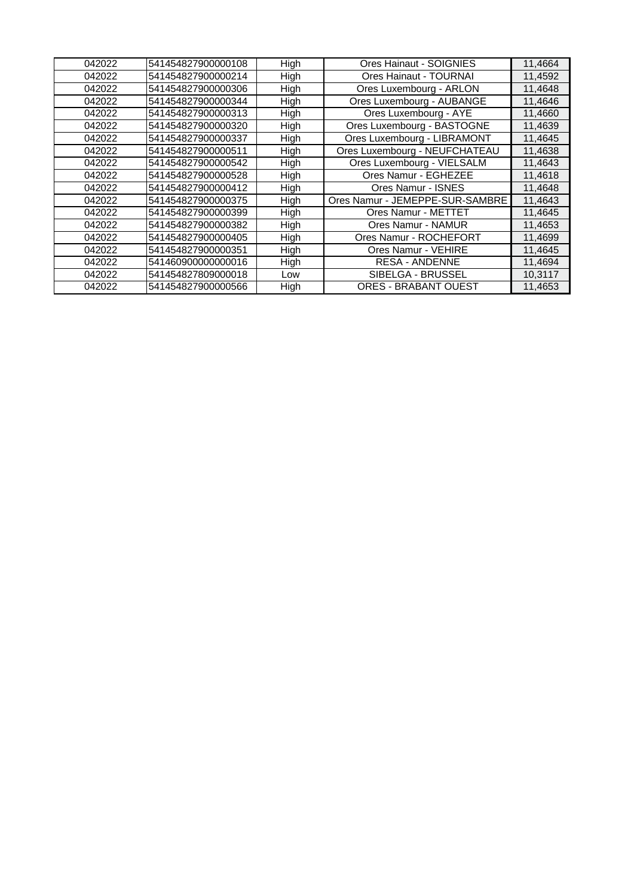| | | | | |
|---|---|---|---|---|
| 042022 | 541454827900000108 | High | Ores Hainaut - SOIGNIES | 11,4664 |
| 042022 | 541454827900000214 | High | Ores Hainaut - TOURNAI | 11,4592 |
| 042022 | 541454827900000306 | High | Ores Luxembourg - ARLON | 11,4648 |
| 042022 | 541454827900000344 | High | Ores Luxembourg - AUBANGE | 11,4646 |
| 042022 | 541454827900000313 | High | Ores Luxembourg - AYE | 11,4660 |
| 042022 | 541454827900000320 | High | Ores Luxembourg - BASTOGNE | 11,4639 |
| 042022 | 541454827900000337 | High | Ores Luxembourg - LIBRAMONT | 11,4645 |
| 042022 | 541454827900000511 | High | Ores Luxembourg - NEUFCHATEAU | 11,4638 |
| 042022 | 541454827900000542 | High | Ores Luxembourg - VIELSALM | 11,4643 |
| 042022 | 541454827900000528 | High | Ores Namur - EGHEZEE | 11,4618 |
| 042022 | 541454827900000412 | High | Ores Namur - ISNES | 11,4648 |
| 042022 | 541454827900000375 | High | Ores Namur - JEMEPPE-SUR-SAMBRE | 11,4643 |
| 042022 | 541454827900000399 | High | Ores Namur - METTET | 11,4645 |
| 042022 | 541454827900000382 | High | Ores Namur - NAMUR | 11,4653 |
| 042022 | 541454827900000405 | High | Ores Namur - ROCHEFORT | 11,4699 |
| 042022 | 541454827900000351 | High | Ores Namur - VEHIRE | 11,4645 |
| 042022 | 541460900000000016 | High | RESA - ANDENNE | 11,4694 |
| 042022 | 541454827809000018 | Low | SIBELGA - BRUSSEL | 10,3117 |
| 042022 | 541454827900000566 | High | ORES - BRABANT OUEST | 11,4653 |